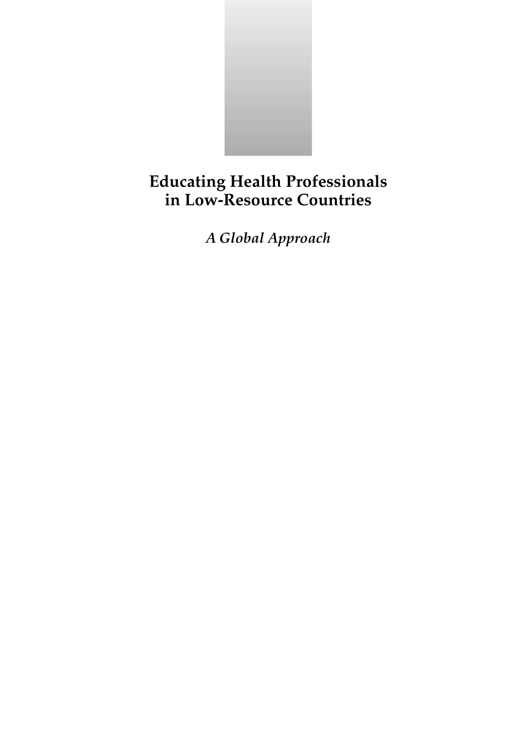# Educating Health Professionals in Low-Resource Countries

*A Global Approach*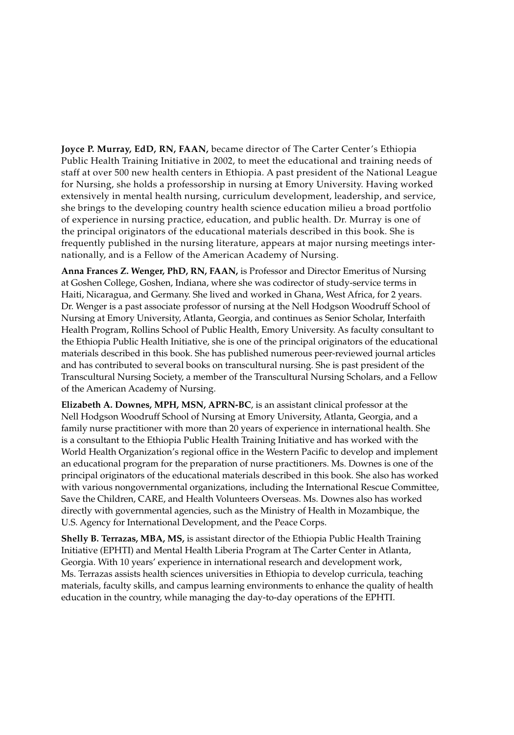**Joyce P. Murray, EdD, RN, FAAN,** became director of The Carter Center's Ethiopia Public Health Training Initiative in 2002, to meet the educational and training needs of staff at over 500 new health centers in Ethiopia. A past president of the National League for Nursing, she holds a professorship in nursing at Emory University. Having worked extensively in mental health nursing, curriculum development, leadership, and service, she brings to the developing country health science education milieu a broad portfolio of experience in nursing practice, education, and public health. Dr. Murray is one of the principal originators of the educational materials described in this book. She is frequently published in the nursing literature, appears at major nursing meetings internationally, and is a Fellow of the American Academy of Nursing.

**Anna Frances Z. Wenger, PhD, RN, FAAN,** is Professor and Director Emeritus of Nursing at Goshen College, Goshen, Indiana, where she was codirector of study-service terms in Haiti, Nicaragua, and Germany. She lived and worked in Ghana, West Africa, for 2 years. Dr. Wenger is a past associate professor of nursing at the Nell Hodgson Woodruff School of Nursing at Emory University, Atlanta, Georgia, and continues as Senior Scholar, Interfaith Health Program, Rollins School of Public Health, Emory University. As faculty consultant to the Ethiopia Public Health Initiative, she is one of the principal originators of the educational materials described in this book. She has published numerous peer-reviewed journal articles and has contributed to several books on transcultural nursing. She is past president of the Transcultural Nursing Society, a member of the Transcultural Nursing Scholars, and a Fellow of the American Academy of Nursing.

**Elizabeth A. Downes, MPH, MSN, APRN-BC**, is an assistant clinical professor at the Nell Hodgson Woodruff School of Nursing at Emory University, Atlanta, Georgia, and a family nurse practitioner with more than 20 years of experience in international health. She is a consultant to the Ethiopia Public Health Training Initiative and has worked with the World Health Organization's regional office in the Western Pacific to develop and implement an educational program for the preparation of nurse practitioners. Ms. Downes is one of the principal originators of the educational materials described in this book. She also has worked with various nongovernmental organizations, including the International Rescue Committee, Save the Children, CARE, and Health Volunteers Overseas. Ms. Downes also has worked directly with governmental agencies, such as the Ministry of Health in Mozambique, the U.S. Agency for International Development, and the Peace Corps.

**Shelly B. Terrazas, MBA, MS,** is assistant director of the Ethiopia Public Health Training Initiative (EPHTI) and Mental Health Liberia Program at The Carter Center in Atlanta, Georgia. With 10 years' experience in international research and development work, Ms. Terrazas assists health sciences universities in Ethiopia to develop curricula, teaching materials, faculty skills, and campus learning environments to enhance the quality of health education in the country, while managing the day-to-day operations of the EPHTI.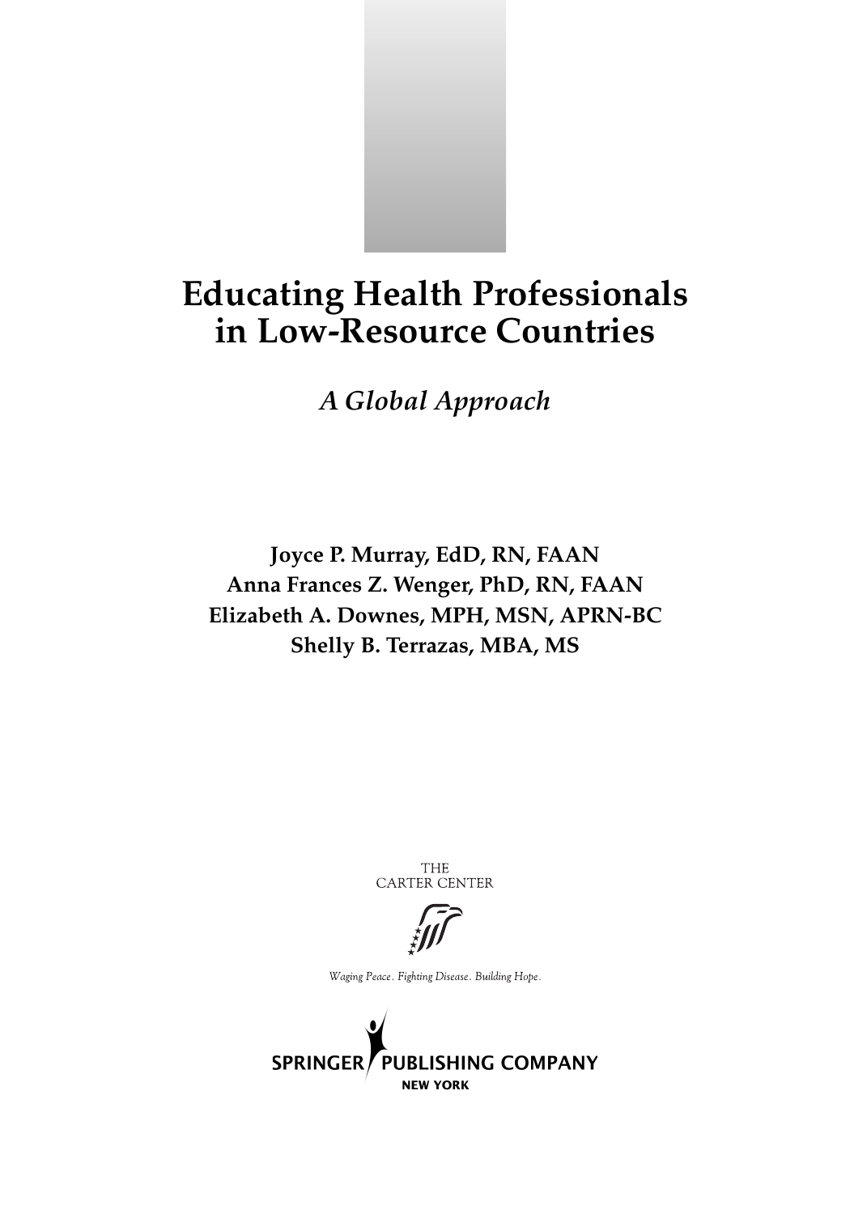# Educating Health Professionals in Low-Resource Countries

## *A Global Approach*

**Joyce P. Murray, EdD, RN, FAAN**
**Anna Frances Z. Wenger, PhD, RN, FAAN**
**Elizabeth A. Downes, MPH, MSN, APRN-BC**
**Shelly B. Terrazas, MBA, MS**

THE CARTER CENTER

*Waging Peace. Fighting Disease. Building Hope.*

SPRINGER PUBLISHING COMPANY
NEW YORK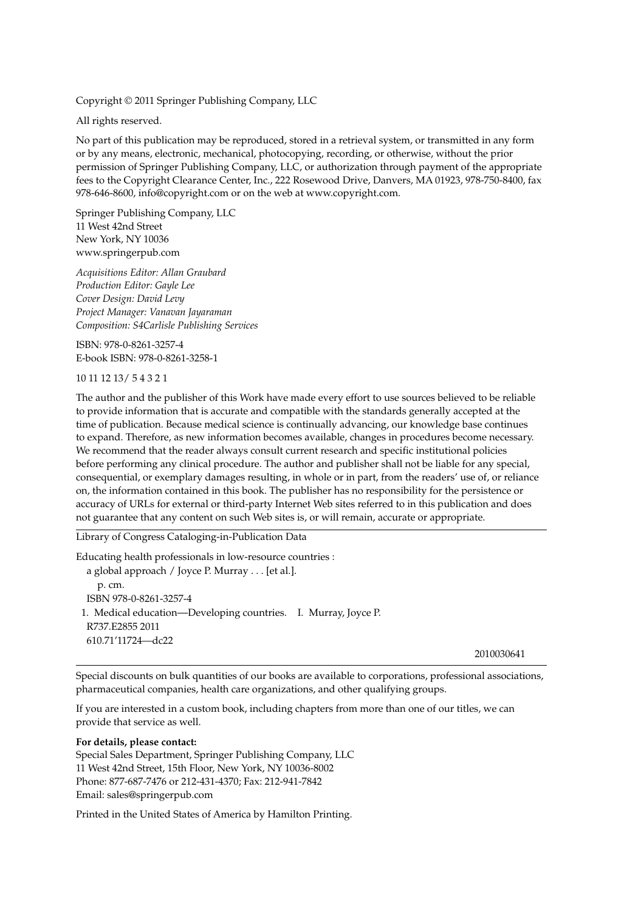Copyright © 2011 Springer Publishing Company, LLC

All rights reserved.

No part of this publication may be reproduced, stored in a retrieval system, or transmitted in any form or by any means, electronic, mechanical, photocopying, recording, or otherwise, without the prior permission of Springer Publishing Company, LLC, or authorization through payment of the appropriate fees to the Copyright Clearance Center, Inc., 222 Rosewood Drive, Danvers, MA 01923, 978-750-8400, fax 978-646-8600, info@copyright.com or on the web at www.copyright.com.

Springer Publishing Company, LLC
11 West 42nd Street
New York, NY 10036
www.springerpub.com

*Acquisitions Editor: Allan Graubard*
*Production Editor: Gayle Lee*
*Cover Design: David Levy*
*Project Manager: Vanavan Jayaraman*
*Composition: S4Carlisle Publishing Services*

ISBN: 978-0-8261-3257-4
E-book ISBN: 978-0-8261-3258-1

10 11 12 13/ 5 4 3 2 1

The author and the publisher of this Work have made every effort to use sources believed to be reliable to provide information that is accurate and compatible with the standards generally accepted at the time of publication. Because medical science is continually advancing, our knowledge base continues to expand. Therefore, as new information becomes available, changes in procedures become necessary. We recommend that the reader always consult current research and specific institutional policies before performing any clinical procedure. The author and publisher shall not be liable for any special, consequential, or exemplary damages resulting, in whole or in part, from the readers' use of, or reliance on, the information contained in this book. The publisher has no responsibility for the persistence or accuracy of URLs for external or third-party Internet Web sites referred to in this publication and does not guarantee that any content on such Web sites is, or will remain, accurate or appropriate.

---

Library of Congress Cataloging-in-Publication Data

Educating health professionals in low-resource countries :
  a global approach / Joyce P. Murray . . . [et al.].
    p. cm.
  ISBN 978-0-8261-3257-4
 1. Medical education—Developing countries.   I. Murray, Joyce P.
  R737.E2855 2011
  610.71'11724—dc22

2010030641

---

Special discounts on bulk quantities of our books are available to corporations, professional associations, pharmaceutical companies, health care organizations, and other qualifying groups.

If you are interested in a custom book, including chapters from more than one of our titles, we can provide that service as well.

**For details, please contact:**
Special Sales Department, Springer Publishing Company, LLC
11 West 42nd Street, 15th Floor, New York, NY 10036-8002
Phone: 877-687-7476 or 212-431-4370; Fax: 212-941-7842
Email: sales@springerpub.com

Printed in the United States of America by Hamilton Printing.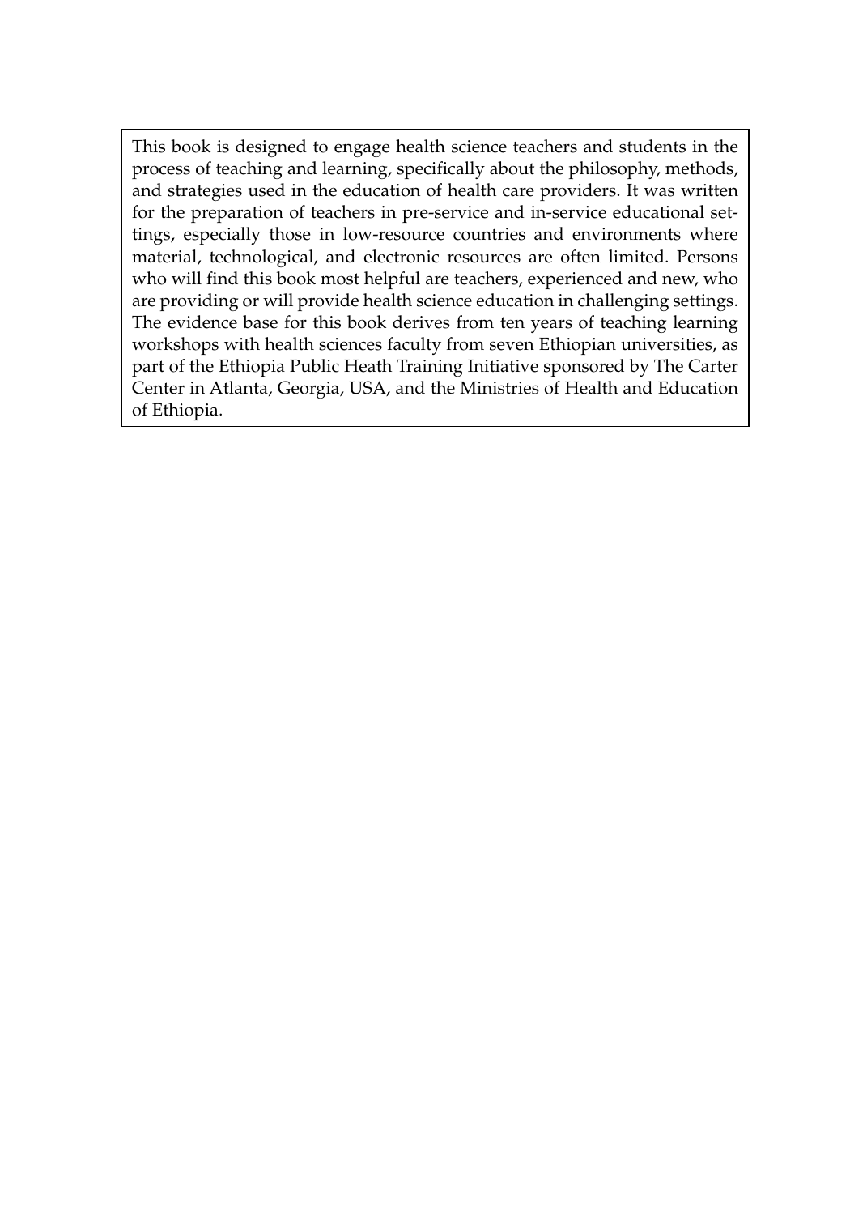This book is designed to engage health science teachers and students in the process of teaching and learning, specifically about the philosophy, methods, and strategies used in the education of health care providers. It was written for the preparation of teachers in pre-service and in-service educational settings, especially those in low-resource countries and environments where material, technological, and electronic resources are often limited. Persons who will find this book most helpful are teachers, experienced and new, who are providing or will provide health science education in challenging settings. The evidence base for this book derives from ten years of teaching learning workshops with health sciences faculty from seven Ethiopian universities, as part of the Ethiopia Public Heath Training Initiative sponsored by The Carter Center in Atlanta, Georgia, USA, and the Ministries of Health and Education of Ethiopia.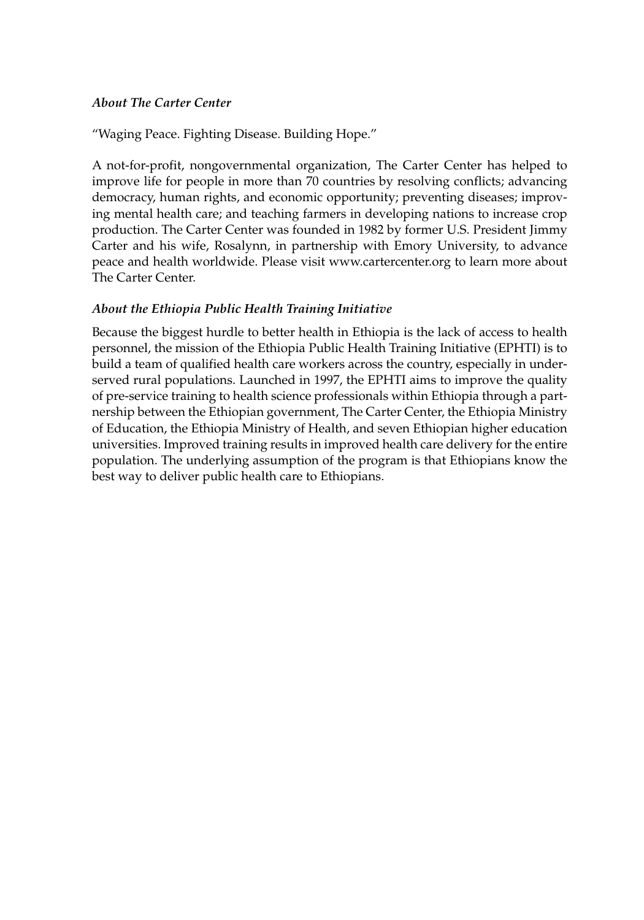### *About The Carter Center*

"Waging Peace. Fighting Disease. Building Hope."

A not-for-profit, nongovernmental organization, The Carter Center has helped to improve life for people in more than 70 countries by resolving conflicts; advancing democracy, human rights, and economic opportunity; preventing diseases; improving mental health care; and teaching farmers in developing nations to increase crop production. The Carter Center was founded in 1982 by former U.S. President Jimmy Carter and his wife, Rosalynn, in partnership with Emory University, to advance peace and health worldwide. Please visit www.cartercenter.org to learn more about The Carter Center.

### *About the Ethiopia Public Health Training Initiative*

Because the biggest hurdle to better health in Ethiopia is the lack of access to health personnel, the mission of the Ethiopia Public Health Training Initiative (EPHTI) is to build a team of qualified health care workers across the country, especially in underserved rural populations. Launched in 1997, the EPHTI aims to improve the quality of pre-service training to health science professionals within Ethiopia through a partnership between the Ethiopian government, The Carter Center, the Ethiopia Ministry of Education, the Ethiopia Ministry of Health, and seven Ethiopian higher education universities. Improved training results in improved health care delivery for the entire population. The underlying assumption of the program is that Ethiopians know the best way to deliver public health care to Ethiopians.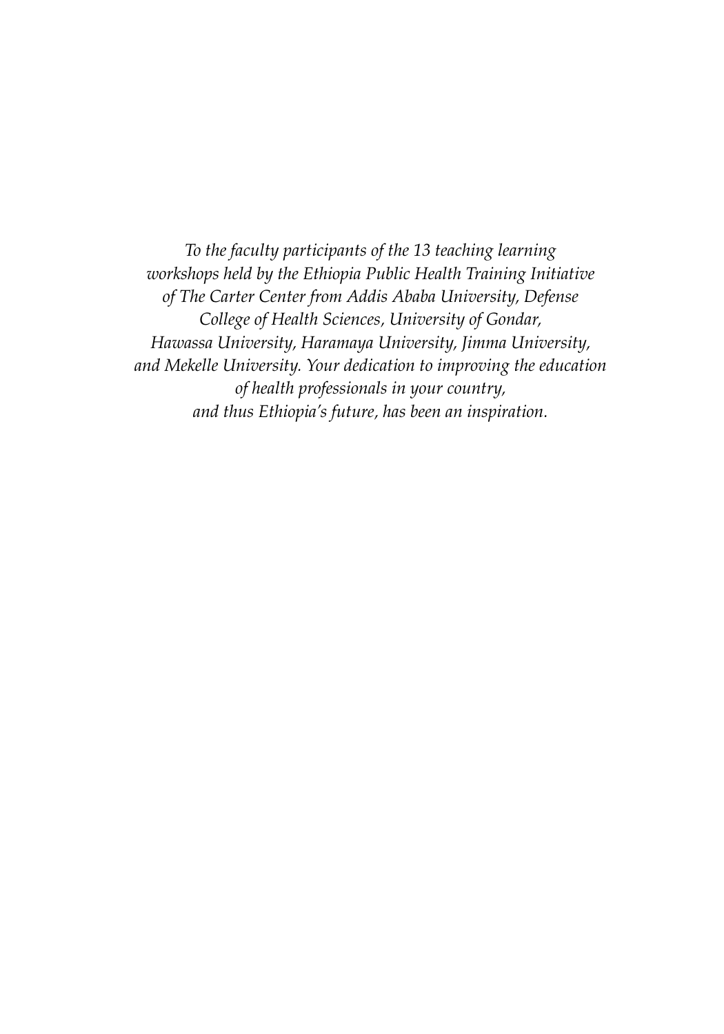*To the faculty participants of the 13 teaching learning workshops held by the Ethiopia Public Health Training Initiative of The Carter Center from Addis Ababa University, Defense College of Health Sciences, University of Gondar, Hawassa University, Haramaya University, Jimma University, and Mekelle University. Your dedication to improving the education of health professionals in your country, and thus Ethiopia's future, has been an inspiration.*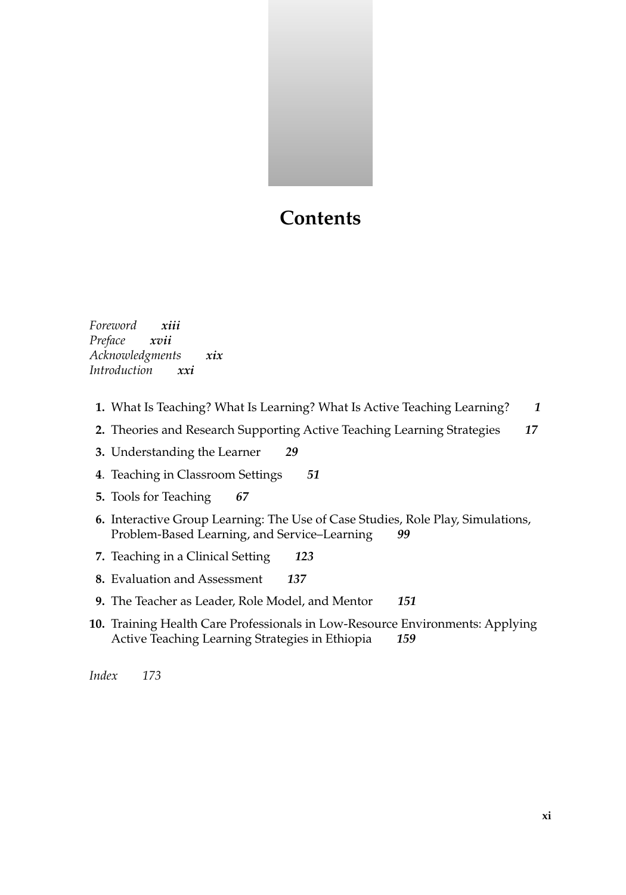# Contents

*Foreword* ***xiii***
*Preface* ***xvii***
*Acknowledgments* ***xix***
*Introduction* ***xxi***

**1.** What Is Teaching? What Is Learning? What Is Active Teaching Learning? ***1***

**2.** Theories and Research Supporting Active Teaching Learning Strategies ***17***

**3.** Understanding the Learner ***29***

**4**. Teaching in Classroom Settings ***51***

**5.** Tools for Teaching ***67***

**6.** Interactive Group Learning: The Use of Case Studies, Role Play, Simulations, Problem-Based Learning, and Service–Learning ***99***

**7.** Teaching in a Clinical Setting ***123***

**8.** Evaluation and Assessment ***137***

**9.** The Teacher as Leader, Role Model, and Mentor ***151***

**10.** Training Health Care Professionals in Low-Resource Environments: Applying Active Teaching Learning Strategies in Ethiopia ***159***

*Index* *173*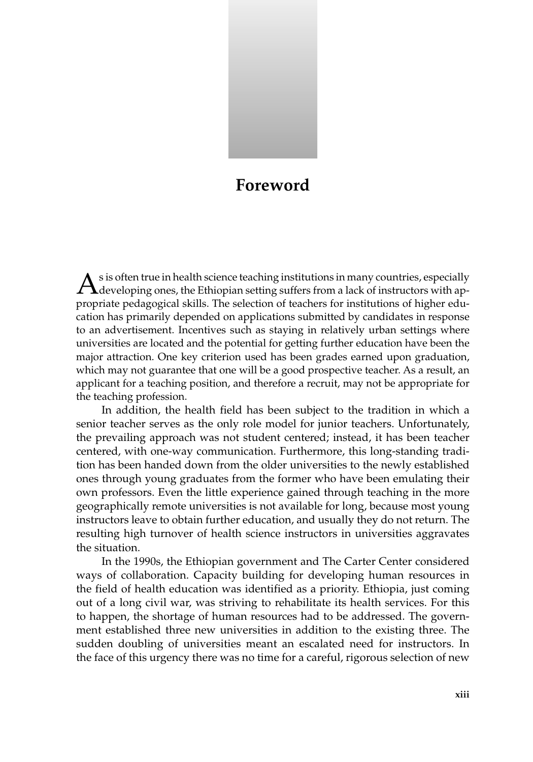# Foreword

As is often true in health science teaching institutions in many countries, especially developing ones, the Ethiopian setting suffers from a lack of instructors with appropriate pedagogical skills. The selection of teachers for institutions of higher education has primarily depended on applications submitted by candidates in response to an advertisement. Incentives such as staying in relatively urban settings where universities are located and the potential for getting further education have been the major attraction. One key criterion used has been grades earned upon graduation, which may not guarantee that one will be a good prospective teacher. As a result, an applicant for a teaching position, and therefore a recruit, may not be appropriate for the teaching profession.

In addition, the health field has been subject to the tradition in which a senior teacher serves as the only role model for junior teachers. Unfortunately, the prevailing approach was not student centered; instead, it has been teacher centered, with one-way communication. Furthermore, this long-standing tradition has been handed down from the older universities to the newly established ones through young graduates from the former who have been emulating their own professors. Even the little experience gained through teaching in the more geographically remote universities is not available for long, because most young instructors leave to obtain further education, and usually they do not return. The resulting high turnover of health science instructors in universities aggravates the situation.

In the 1990s, the Ethiopian government and The Carter Center considered ways of collaboration. Capacity building for developing human resources in the field of health education was identified as a priority. Ethiopia, just coming out of a long civil war, was striving to rehabilitate its health services. For this to happen, the shortage of human resources had to be addressed. The government established three new universities in addition to the existing three. The sudden doubling of universities meant an escalated need for instructors. In the face of this urgency there was no time for a careful, rigorous selection of new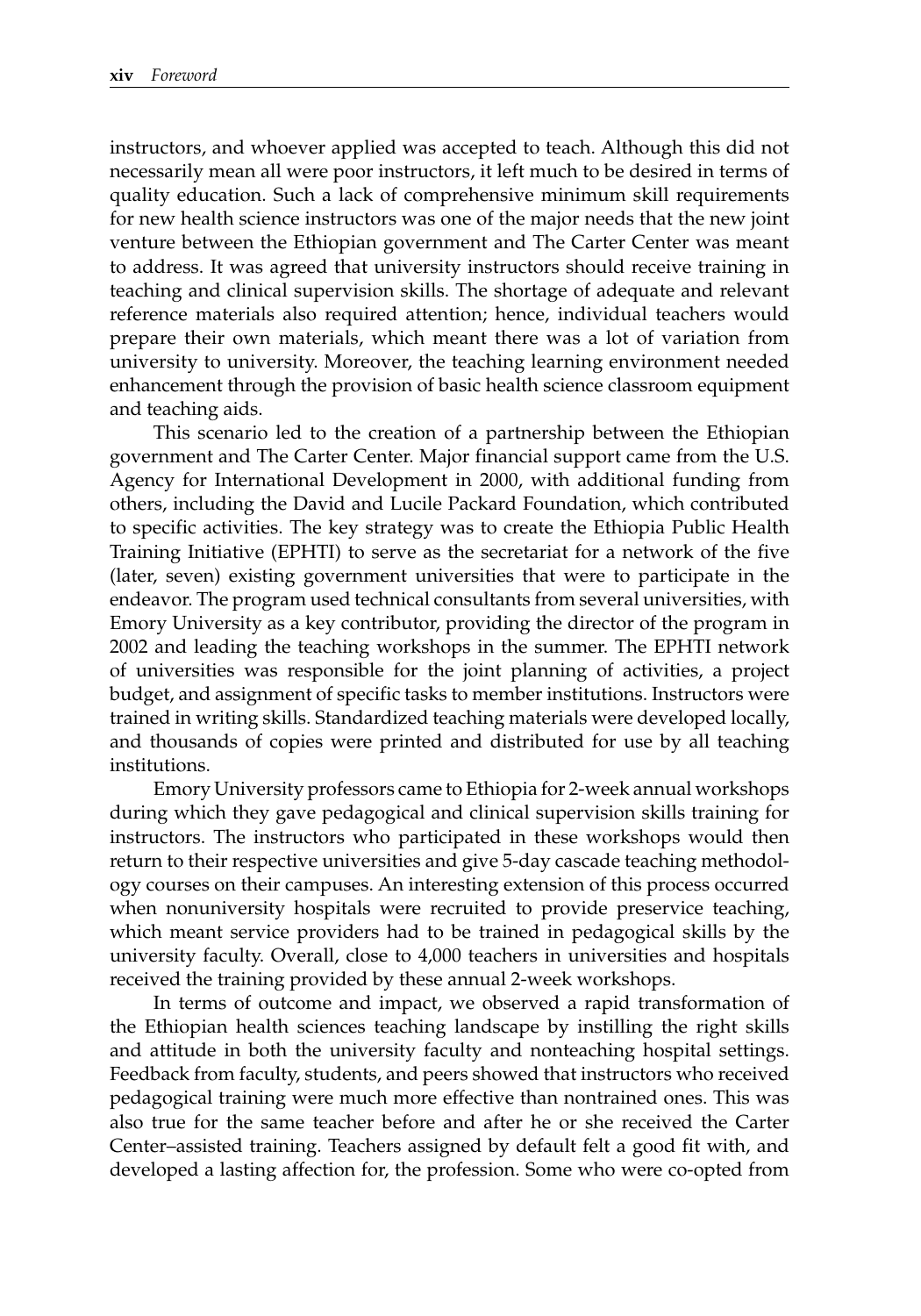instructors, and whoever applied was accepted to teach. Although this did not necessarily mean all were poor instructors, it left much to be desired in terms of quality education. Such a lack of comprehensive minimum skill requirements for new health science instructors was one of the major needs that the new joint venture between the Ethiopian government and The Carter Center was meant to address. It was agreed that university instructors should receive training in teaching and clinical supervision skills. The shortage of adequate and relevant reference materials also required attention; hence, individual teachers would prepare their own materials, which meant there was a lot of variation from university to university. Moreover, the teaching learning environment needed enhancement through the provision of basic health science classroom equipment and teaching aids.

This scenario led to the creation of a partnership between the Ethiopian government and The Carter Center. Major financial support came from the U.S. Agency for International Development in 2000, with additional funding from others, including the David and Lucile Packard Foundation, which contributed to specific activities. The key strategy was to create the Ethiopia Public Health Training Initiative (EPHTI) to serve as the secretariat for a network of the five (later, seven) existing government universities that were to participate in the endeavor. The program used technical consultants from several universities, with Emory University as a key contributor, providing the director of the program in 2002 and leading the teaching workshops in the summer. The EPHTI network of universities was responsible for the joint planning of activities, a project budget, and assignment of specific tasks to member institutions. Instructors were trained in writing skills. Standardized teaching materials were developed locally, and thousands of copies were printed and distributed for use by all teaching institutions.

Emory University professors came to Ethiopia for 2-week annual workshops during which they gave pedagogical and clinical supervision skills training for instructors. The instructors who participated in these workshops would then return to their respective universities and give 5-day cascade teaching methodology courses on their campuses. An interesting extension of this process occurred when nonuniversity hospitals were recruited to provide preservice teaching, which meant service providers had to be trained in pedagogical skills by the university faculty. Overall, close to 4,000 teachers in universities and hospitals received the training provided by these annual 2-week workshops.

In terms of outcome and impact, we observed a rapid transformation of the Ethiopian health sciences teaching landscape by instilling the right skills and attitude in both the university faculty and nonteaching hospital settings. Feedback from faculty, students, and peers showed that instructors who received pedagogical training were much more effective than nontrained ones. This was also true for the same teacher before and after he or she received the Carter Center–assisted training. Teachers assigned by default felt a good fit with, and developed a lasting affection for, the profession. Some who were co-opted from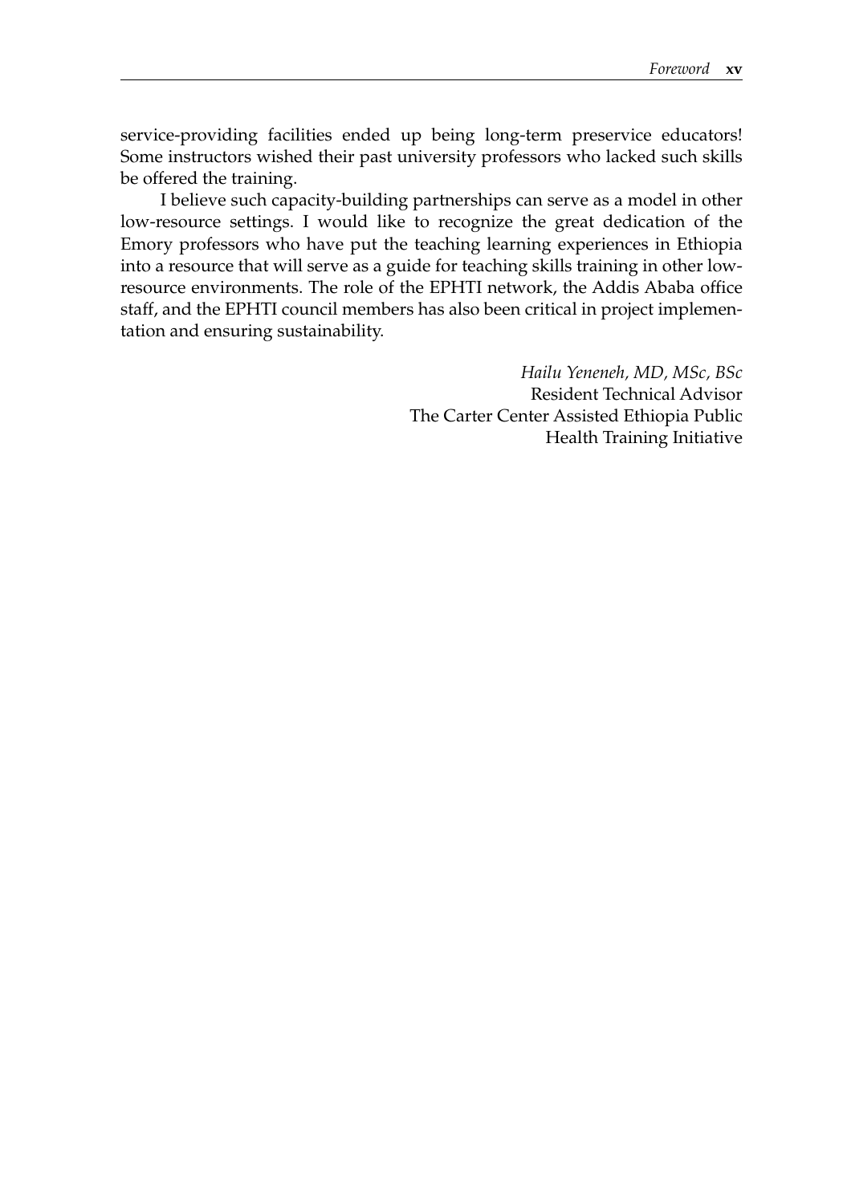service-providing facilities ended up being long-term preservice educators! Some instructors wished their past university professors who lacked such skills be offered the training.

I believe such capacity-building partnerships can serve as a model in other low-resource settings. I would like to recognize the great dedication of the Emory professors who have put the teaching learning experiences in Ethiopia into a resource that will serve as a guide for teaching skills training in other low-resource environments. The role of the EPHTI network, the Addis Ababa office staff, and the EPHTI council members has also been critical in project implementation and ensuring sustainability.

*Hailu Yeneneh, MD, MSc, BSc*
Resident Technical Advisor
The Carter Center Assisted Ethiopia Public Health Training Initiative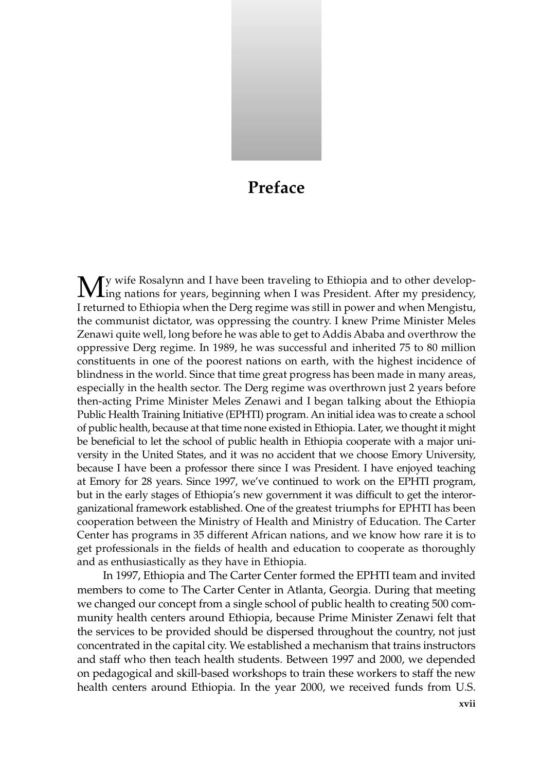# Preface

My wife Rosalynn and I have been traveling to Ethiopia and to other developing nations for years, beginning when I was President. After my presidency, I returned to Ethiopia when the Derg regime was still in power and when Mengistu, the communist dictator, was oppressing the country. I knew Prime Minister Meles Zenawi quite well, long before he was able to get to Addis Ababa and overthrow the oppressive Derg regime. In 1989, he was successful and inherited 75 to 80 million constituents in one of the poorest nations on earth, with the highest incidence of blindness in the world. Since that time great progress has been made in many areas, especially in the health sector. The Derg regime was overthrown just 2 years before then-acting Prime Minister Meles Zenawi and I began talking about the Ethiopia Public Health Training Initiative (EPHTI) program. An initial idea was to create a school of public health, because at that time none existed in Ethiopia. Later, we thought it might be beneficial to let the school of public health in Ethiopia cooperate with a major university in the United States, and it was no accident that we choose Emory University, because I have been a professor there since I was President. I have enjoyed teaching at Emory for 28 years. Since 1997, we've continued to work on the EPHTI program, but in the early stages of Ethiopia's new government it was difficult to get the interorganizational framework established. One of the greatest triumphs for EPHTI has been cooperation between the Ministry of Health and Ministry of Education. The Carter Center has programs in 35 different African nations, and we know how rare it is to get professionals in the fields of health and education to cooperate as thoroughly and as enthusiastically as they have in Ethiopia.

In 1997, Ethiopia and The Carter Center formed the EPHTI team and invited members to come to The Carter Center in Atlanta, Georgia. During that meeting we changed our concept from a single school of public health to creating 500 community health centers around Ethiopia, because Prime Minister Zenawi felt that the services to be provided should be dispersed throughout the country, not just concentrated in the capital city. We established a mechanism that trains instructors and staff who then teach health students. Between 1997 and 2000, we depended on pedagogical and skill-based workshops to train these workers to staff the new health centers around Ethiopia. In the year 2000, we received funds from U.S.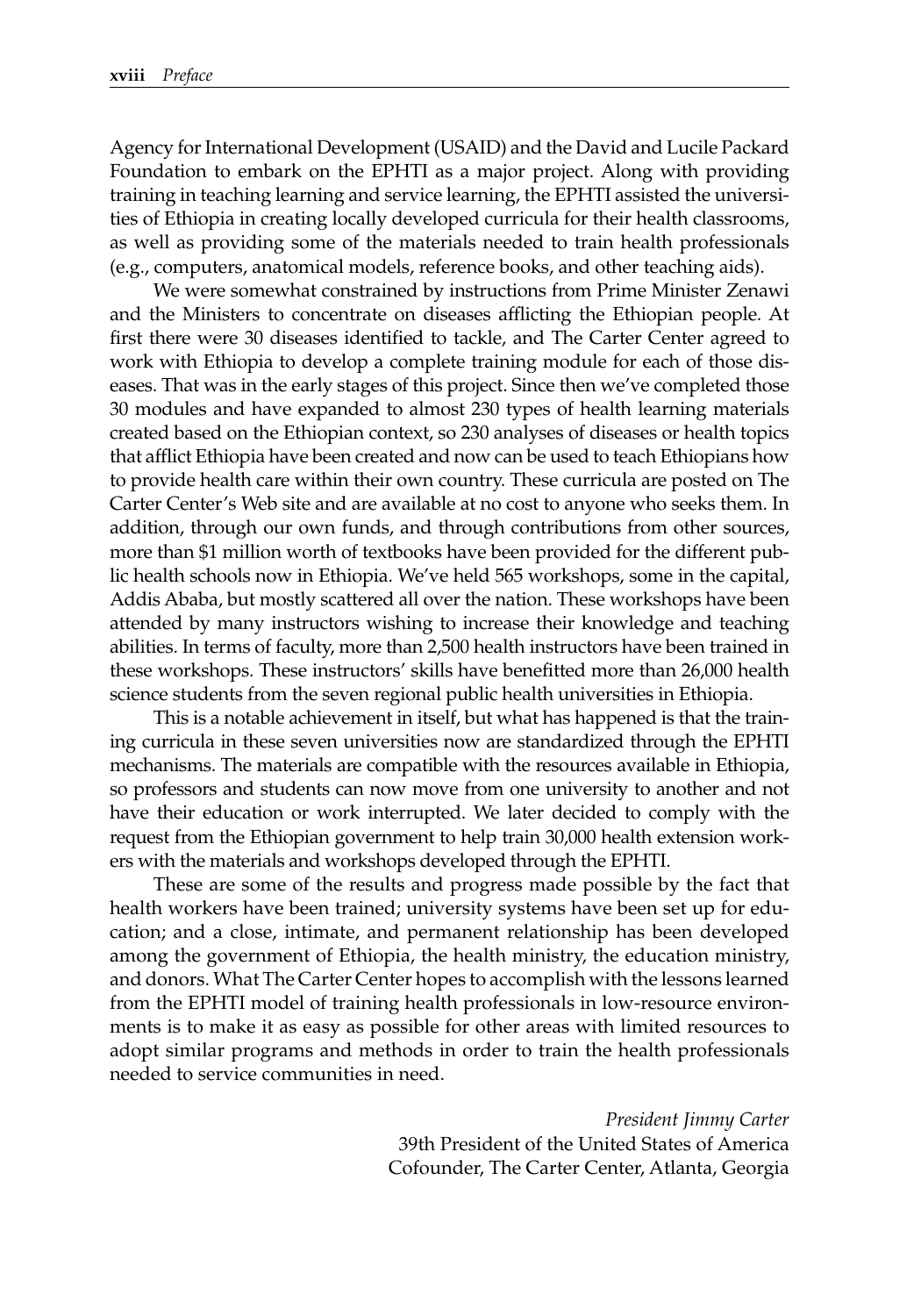Agency for International Development (USAID) and the David and Lucile Packard Foundation to embark on the EPHTI as a major project. Along with providing training in teaching learning and service learning, the EPHTI assisted the universities of Ethiopia in creating locally developed curricula for their health classrooms, as well as providing some of the materials needed to train health professionals (e.g., computers, anatomical models, reference books, and other teaching aids).

We were somewhat constrained by instructions from Prime Minister Zenawi and the Ministers to concentrate on diseases afflicting the Ethiopian people. At first there were 30 diseases identified to tackle, and The Carter Center agreed to work with Ethiopia to develop a complete training module for each of those diseases. That was in the early stages of this project. Since then we've completed those 30 modules and have expanded to almost 230 types of health learning materials created based on the Ethiopian context, so 230 analyses of diseases or health topics that afflict Ethiopia have been created and now can be used to teach Ethiopians how to provide health care within their own country. These curricula are posted on The Carter Center's Web site and are available at no cost to anyone who seeks them. In addition, through our own funds, and through contributions from other sources, more than $1 million worth of textbooks have been provided for the different public health schools now in Ethiopia. We've held 565 workshops, some in the capital, Addis Ababa, but mostly scattered all over the nation. These workshops have been attended by many instructors wishing to increase their knowledge and teaching abilities. In terms of faculty, more than 2,500 health instructors have been trained in these workshops. These instructors' skills have benefitted more than 26,000 health science students from the seven regional public health universities in Ethiopia.

This is a notable achievement in itself, but what has happened is that the training curricula in these seven universities now are standardized through the EPHTI mechanisms. The materials are compatible with the resources available in Ethiopia, so professors and students can now move from one university to another and not have their education or work interrupted. We later decided to comply with the request from the Ethiopian government to help train 30,000 health extension workers with the materials and workshops developed through the EPHTI.

These are some of the results and progress made possible by the fact that health workers have been trained; university systems have been set up for education; and a close, intimate, and permanent relationship has been developed among the government of Ethiopia, the health ministry, the education ministry, and donors. What The Carter Center hopes to accomplish with the lessons learned from the EPHTI model of training health professionals in low-resource environments is to make it as easy as possible for other areas with limited resources to adopt similar programs and methods in order to train the health professionals needed to service communities in need.

*President Jimmy Carter*
39th President of the United States of America
Cofounder, The Carter Center, Atlanta, Georgia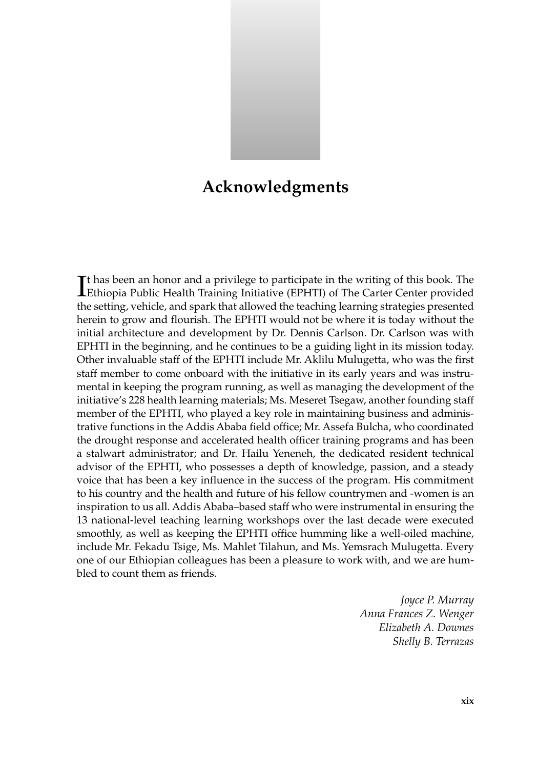# Acknowledgments

It has been an honor and a privilege to participate in the writing of this book. The Ethiopia Public Health Training Initiative (EPHTI) of The Carter Center provided the setting, vehicle, and spark that allowed the teaching learning strategies presented herein to grow and flourish. The EPHTI would not be where it is today without the initial architecture and development by Dr. Dennis Carlson. Dr. Carlson was with EPHTI in the beginning, and he continues to be a guiding light in its mission today. Other invaluable staff of the EPHTI include Mr. Aklilu Mulugetta, who was the first staff member to come onboard with the initiative in its early years and was instrumental in keeping the program running, as well as managing the development of the initiative's 228 health learning materials; Ms. Meseret Tsegaw, another founding staff member of the EPHTI, who played a key role in maintaining business and administrative functions in the Addis Ababa field office; Mr. Assefa Bulcha, who coordinated the drought response and accelerated health officer training programs and has been a stalwart administrator; and Dr. Hailu Yeneneh, the dedicated resident technical advisor of the EPHTI, who possesses a depth of knowledge, passion, and a steady voice that has been a key influence in the success of the program. His commitment to his country and the health and future of his fellow countrymen and -women is an inspiration to us all. Addis Ababa–based staff who were instrumental in ensuring the 13 national-level teaching learning workshops over the last decade were executed smoothly, as well as keeping the EPHTI office humming like a well-oiled machine, include Mr. Fekadu Tsige, Ms. Mahlet Tilahun, and Ms. Yemsrach Mulugetta. Every one of our Ethiopian colleagues has been a pleasure to work with, and we are humbled to count them as friends.

*Joyce P. Murray*
*Anna Frances Z. Wenger*
*Elizabeth A. Downes*
*Shelly B. Terrazas*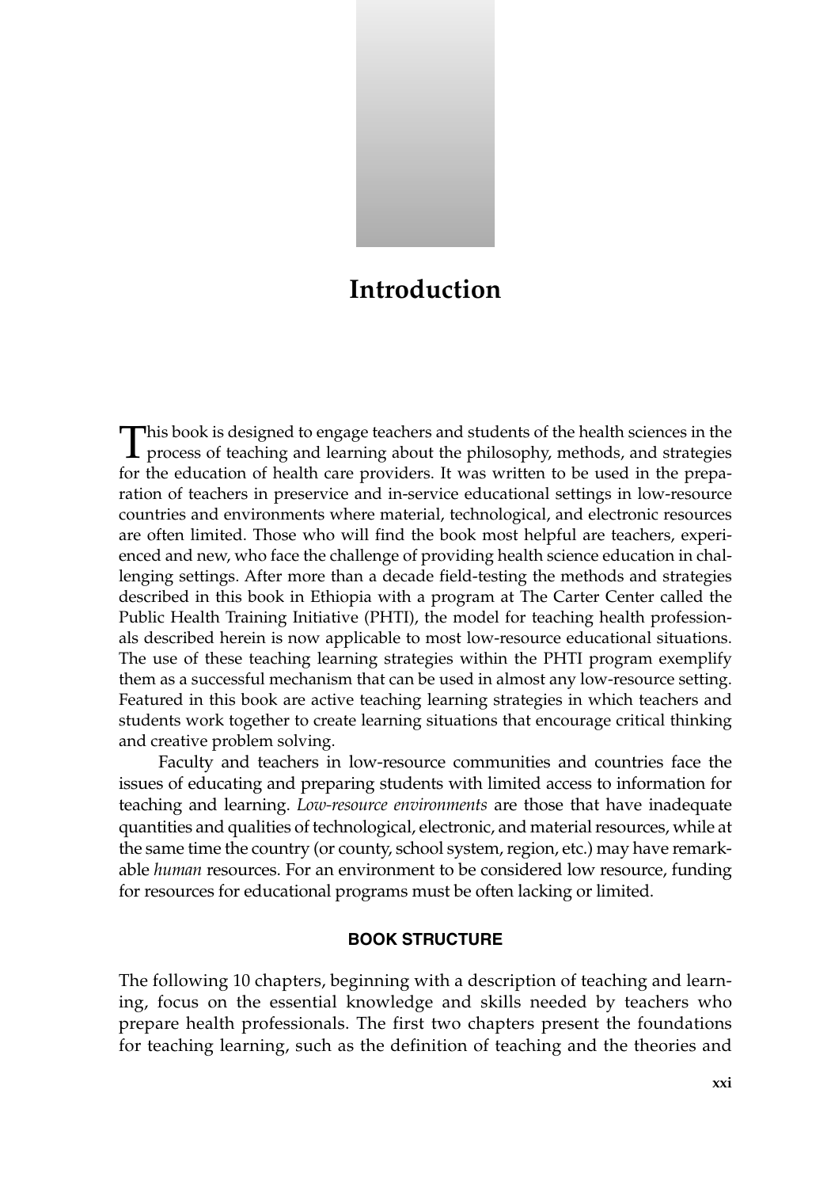# Introduction

This book is designed to engage teachers and students of the health sciences in the process of teaching and learning about the philosophy, methods, and strategies for the education of health care providers. It was written to be used in the preparation of teachers in preservice and in-service educational settings in low-resource countries and environments where material, technological, and electronic resources are often limited. Those who will find the book most helpful are teachers, experienced and new, who face the challenge of providing health science education in challenging settings. After more than a decade field-testing the methods and strategies described in this book in Ethiopia with a program at The Carter Center called the Public Health Training Initiative (PHTI), the model for teaching health professionals described herein is now applicable to most low-resource educational situations. The use of these teaching learning strategies within the PHTI program exemplify them as a successful mechanism that can be used in almost any low-resource setting. Featured in this book are active teaching learning strategies in which teachers and students work together to create learning situations that encourage critical thinking and creative problem solving.

Faculty and teachers in low-resource communities and countries face the issues of educating and preparing students with limited access to information for teaching and learning. *Low-resource environments* are those that have inadequate quantities and qualities of technological, electronic, and material resources, while at the same time the country (or county, school system, region, etc.) may have remarkable *human* resources. For an environment to be considered low resource, funding for resources for educational programs must be often lacking or limited.

## BOOK STRUCTURE

The following 10 chapters, beginning with a description of teaching and learning, focus on the essential knowledge and skills needed by teachers who prepare health professionals. The first two chapters present the foundations for teaching learning, such as the definition of teaching and the theories and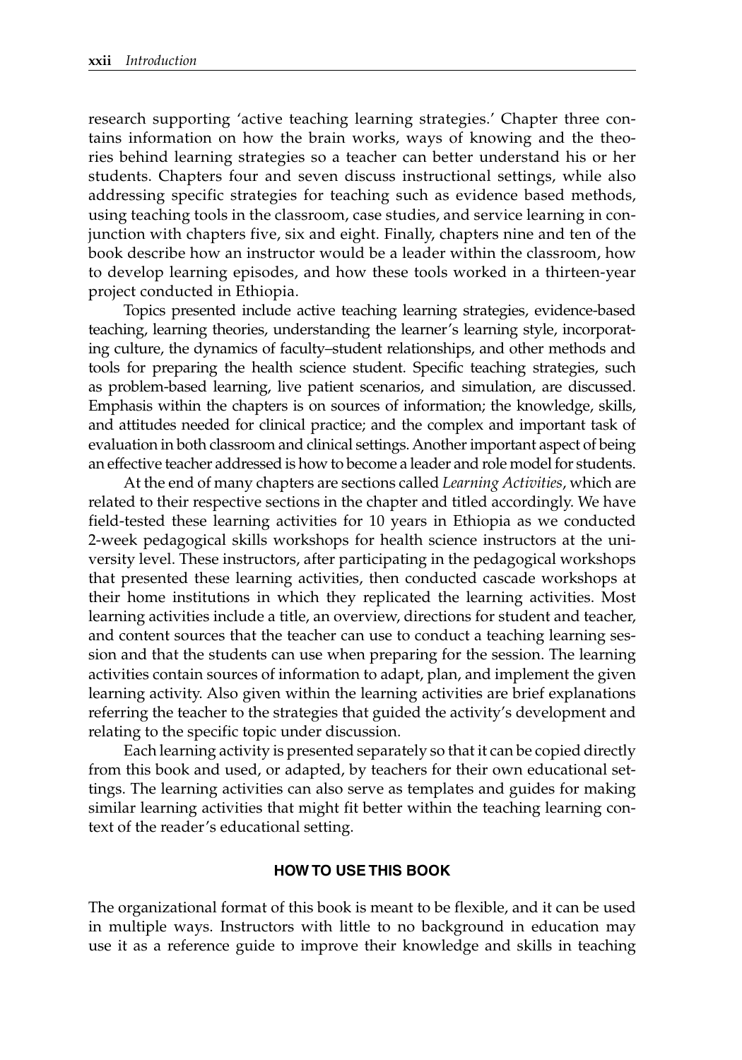research supporting 'active teaching learning strategies.' Chapter three contains information on how the brain works, ways of knowing and the theories behind learning strategies so a teacher can better understand his or her students. Chapters four and seven discuss instructional settings, while also addressing specific strategies for teaching such as evidence based methods, using teaching tools in the classroom, case studies, and service learning in conjunction with chapters five, six and eight. Finally, chapters nine and ten of the book describe how an instructor would be a leader within the classroom, how to develop learning episodes, and how these tools worked in a thirteen-year project conducted in Ethiopia.

Topics presented include active teaching learning strategies, evidence-based teaching, learning theories, understanding the learner's learning style, incorporating culture, the dynamics of faculty–student relationships, and other methods and tools for preparing the health science student. Specific teaching strategies, such as problem-based learning, live patient scenarios, and simulation, are discussed. Emphasis within the chapters is on sources of information; the knowledge, skills, and attitudes needed for clinical practice; and the complex and important task of evaluation in both classroom and clinical settings. Another important aspect of being an effective teacher addressed is how to become a leader and role model for students.

At the end of many chapters are sections called *Learning Activities*, which are related to their respective sections in the chapter and titled accordingly. We have field-tested these learning activities for 10 years in Ethiopia as we conducted 2-week pedagogical skills workshops for health science instructors at the university level. These instructors, after participating in the pedagogical workshops that presented these learning activities, then conducted cascade workshops at their home institutions in which they replicated the learning activities. Most learning activities include a title, an overview, directions for student and teacher, and content sources that the teacher can use to conduct a teaching learning session and that the students can use when preparing for the session. The learning activities contain sources of information to adapt, plan, and implement the given learning activity. Also given within the learning activities are brief explanations referring the teacher to the strategies that guided the activity's development and relating to the specific topic under discussion.

Each learning activity is presented separately so that it can be copied directly from this book and used, or adapted, by teachers for their own educational settings. The learning activities can also serve as templates and guides for making similar learning activities that might fit better within the teaching learning context of the reader's educational setting.

## HOW TO USE THIS BOOK

The organizational format of this book is meant to be flexible, and it can be used in multiple ways. Instructors with little to no background in education may use it as a reference guide to improve their knowledge and skills in teaching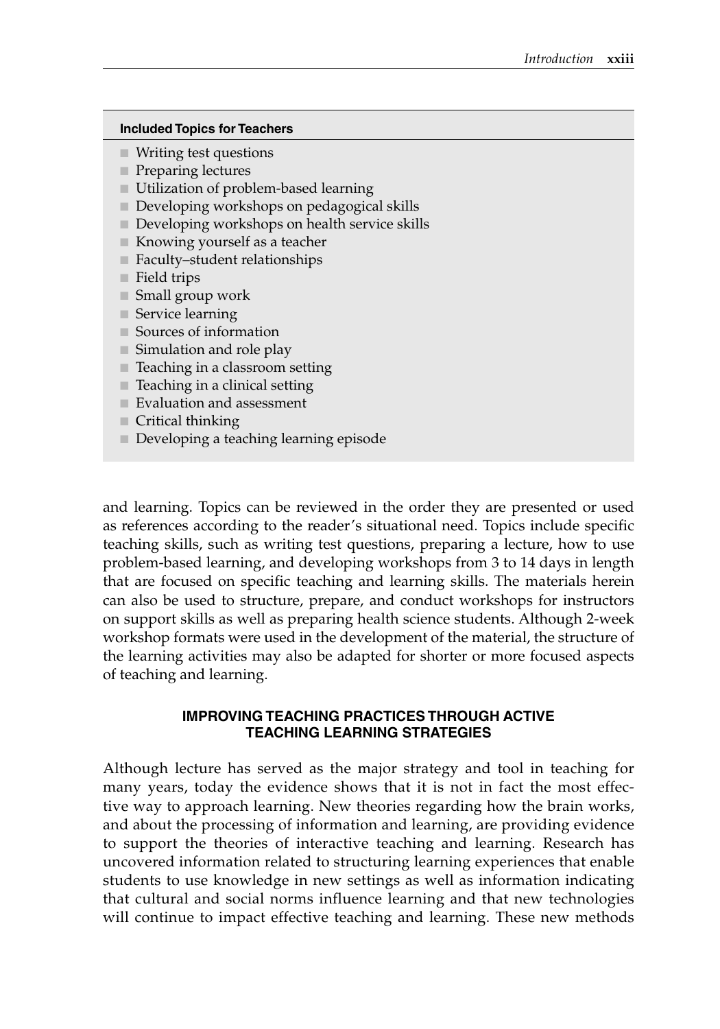**Included Topics for Teachers**

- Writing test questions
- Preparing lectures
- Utilization of problem-based learning
- Developing workshops on pedagogical skills
- Developing workshops on health service skills
- Knowing yourself as a teacher
- Faculty–student relationships
- Field trips
- Small group work
- Service learning
- Sources of information
- Simulation and role play
- Teaching in a classroom setting
- Teaching in a clinical setting
- Evaluation and assessment
- Critical thinking
- Developing a teaching learning episode

and learning. Topics can be reviewed in the order they are presented or used as references according to the reader's situational need. Topics include specific teaching skills, such as writing test questions, preparing a lecture, how to use problem-based learning, and developing workshops from 3 to 14 days in length that are focused on specific teaching and learning skills. The materials herein can also be used to structure, prepare, and conduct workshops for instructors on support skills as well as preparing health science students. Although 2-week workshop formats were used in the development of the material, the structure of the learning activities may also be adapted for shorter or more focused aspects of teaching and learning.

## IMPROVING TEACHING PRACTICES THROUGH ACTIVE TEACHING LEARNING STRATEGIES

Although lecture has served as the major strategy and tool in teaching for many years, today the evidence shows that it is not in fact the most effective way to approach learning. New theories regarding how the brain works, and about the processing of information and learning, are providing evidence to support the theories of interactive teaching and learning. Research has uncovered information related to structuring learning experiences that enable students to use knowledge in new settings as well as information indicating that cultural and social norms influence learning and that new technologies will continue to impact effective teaching and learning. These new methods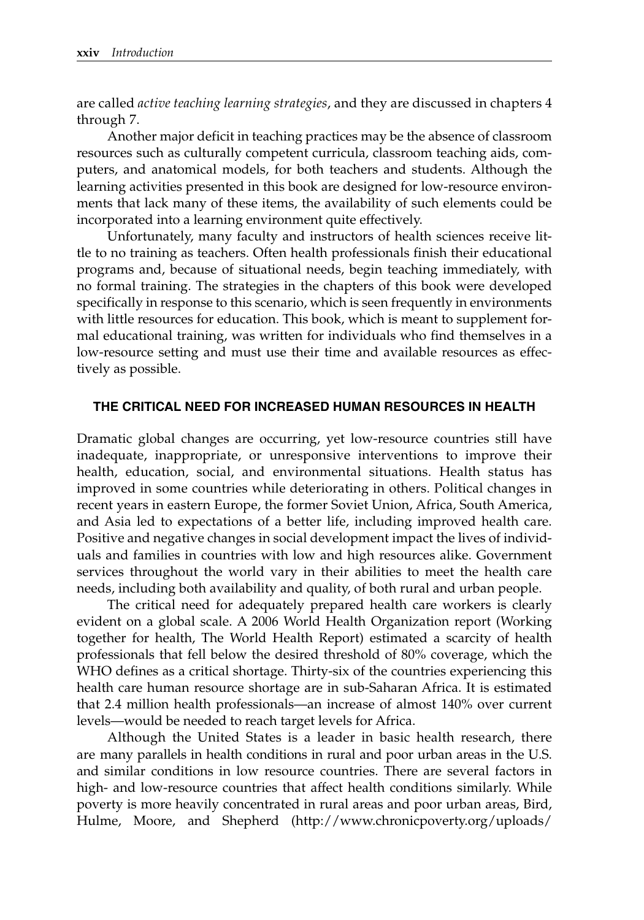are called *active teaching learning strategies*, and they are discussed in chapters 4 through 7.

Another major deficit in teaching practices may be the absence of classroom resources such as culturally competent curricula, classroom teaching aids, computers, and anatomical models, for both teachers and students. Although the learning activities presented in this book are designed for low-resource environments that lack many of these items, the availability of such elements could be incorporated into a learning environment quite effectively.

Unfortunately, many faculty and instructors of health sciences receive little to no training as teachers. Often health professionals finish their educational programs and, because of situational needs, begin teaching immediately, with no formal training. The strategies in the chapters of this book were developed specifically in response to this scenario, which is seen frequently in environments with little resources for education. This book, which is meant to supplement formal educational training, was written for individuals who find themselves in a low-resource setting and must use their time and available resources as effectively as possible.

## THE CRITICAL NEED FOR INCREASED HUMAN RESOURCES IN HEALTH

Dramatic global changes are occurring, yet low-resource countries still have inadequate, inappropriate, or unresponsive interventions to improve their health, education, social, and environmental situations. Health status has improved in some countries while deteriorating in others. Political changes in recent years in eastern Europe, the former Soviet Union, Africa, South America, and Asia led to expectations of a better life, including improved health care. Positive and negative changes in social development impact the lives of individuals and families in countries with low and high resources alike. Government services throughout the world vary in their abilities to meet the health care needs, including both availability and quality, of both rural and urban people.

The critical need for adequately prepared health care workers is clearly evident on a global scale. A 2006 World Health Organization report (Working together for health, The World Health Report) estimated a scarcity of health professionals that fell below the desired threshold of 80% coverage, which the WHO defines as a critical shortage. Thirty-six of the countries experiencing this health care human resource shortage are in sub-Saharan Africa. It is estimated that 2.4 million health professionals—an increase of almost 140% over current levels—would be needed to reach target levels for Africa.

Although the United States is a leader in basic health research, there are many parallels in health conditions in rural and poor urban areas in the U.S. and similar conditions in low resource countries. There are several factors in high- and low-resource countries that affect health conditions similarly. While poverty is more heavily concentrated in rural areas and poor urban areas, Bird, Hulme, Moore, and Shepherd (http://www.chronicpoverty.org/uploads/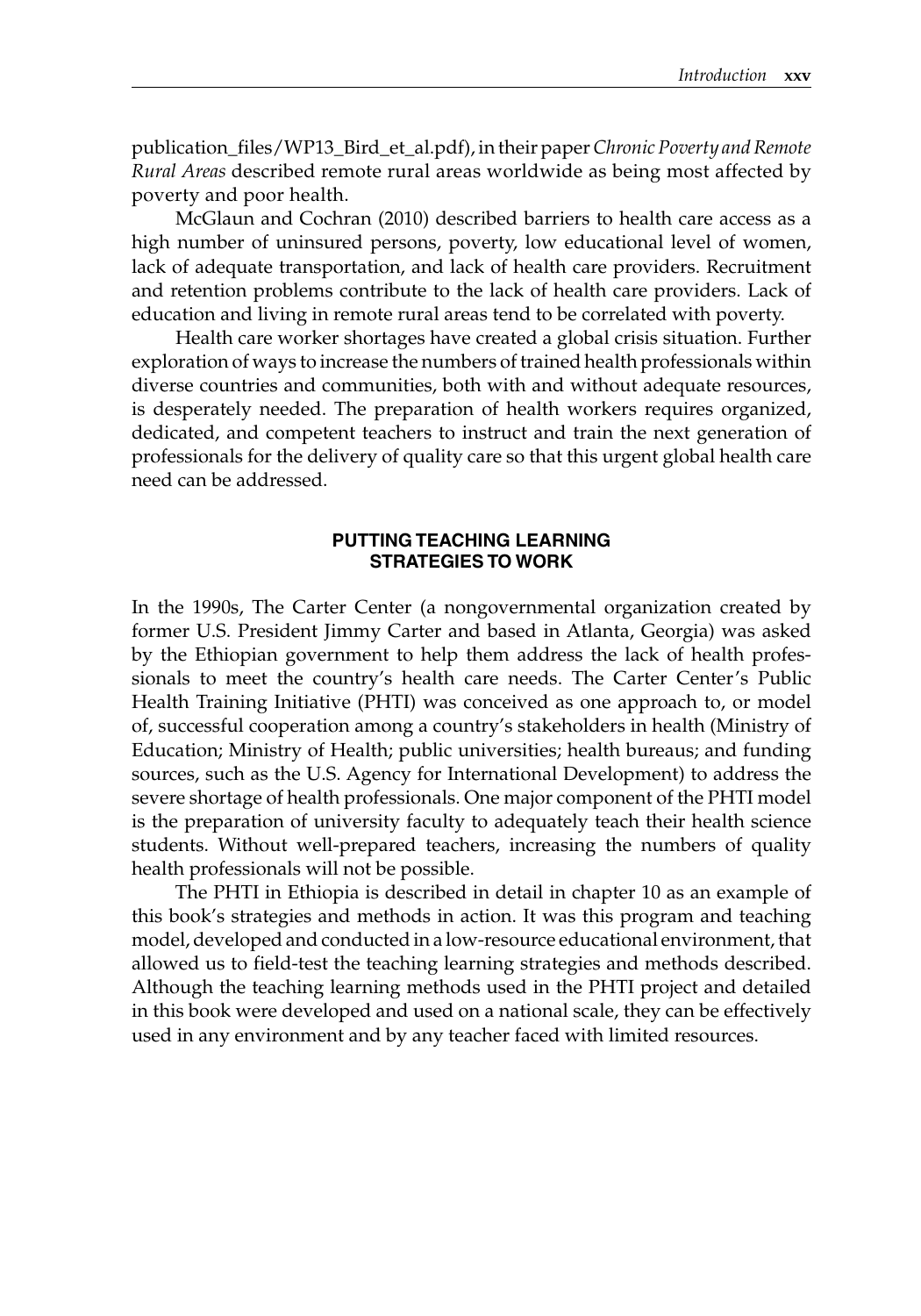publication_files/WP13_Bird_et_al.pdf), in their paper *Chronic Poverty and Remote Rural Areas* described remote rural areas worldwide as being most affected by poverty and poor health.

McGlaun and Cochran (2010) described barriers to health care access as a high number of uninsured persons, poverty, low educational level of women, lack of adequate transportation, and lack of health care providers. Recruitment and retention problems contribute to the lack of health care providers. Lack of education and living in remote rural areas tend to be correlated with poverty.

Health care worker shortages have created a global crisis situation. Further exploration of ways to increase the numbers of trained health professionals within diverse countries and communities, both with and without adequate resources, is desperately needed. The preparation of health workers requires organized, dedicated, and competent teachers to instruct and train the next generation of professionals for the delivery of quality care so that this urgent global health care need can be addressed.

## PUTTING TEACHING LEARNING STRATEGIES TO WORK

In the 1990s, The Carter Center (a nongovernmental organization created by former U.S. President Jimmy Carter and based in Atlanta, Georgia) was asked by the Ethiopian government to help them address the lack of health professionals to meet the country's health care needs. The Carter Center's Public Health Training Initiative (PHTI) was conceived as one approach to, or model of, successful cooperation among a country's stakeholders in health (Ministry of Education; Ministry of Health; public universities; health bureaus; and funding sources, such as the U.S. Agency for International Development) to address the severe shortage of health professionals. One major component of the PHTI model is the preparation of university faculty to adequately teach their health science students. Without well-prepared teachers, increasing the numbers of quality health professionals will not be possible.

The PHTI in Ethiopia is described in detail in chapter 10 as an example of this book's strategies and methods in action. It was this program and teaching model, developed and conducted in a low-resource educational environment, that allowed us to field-test the teaching learning strategies and methods described. Although the teaching learning methods used in the PHTI project and detailed in this book were developed and used on a national scale, they can be effectively used in any environment and by any teacher faced with limited resources.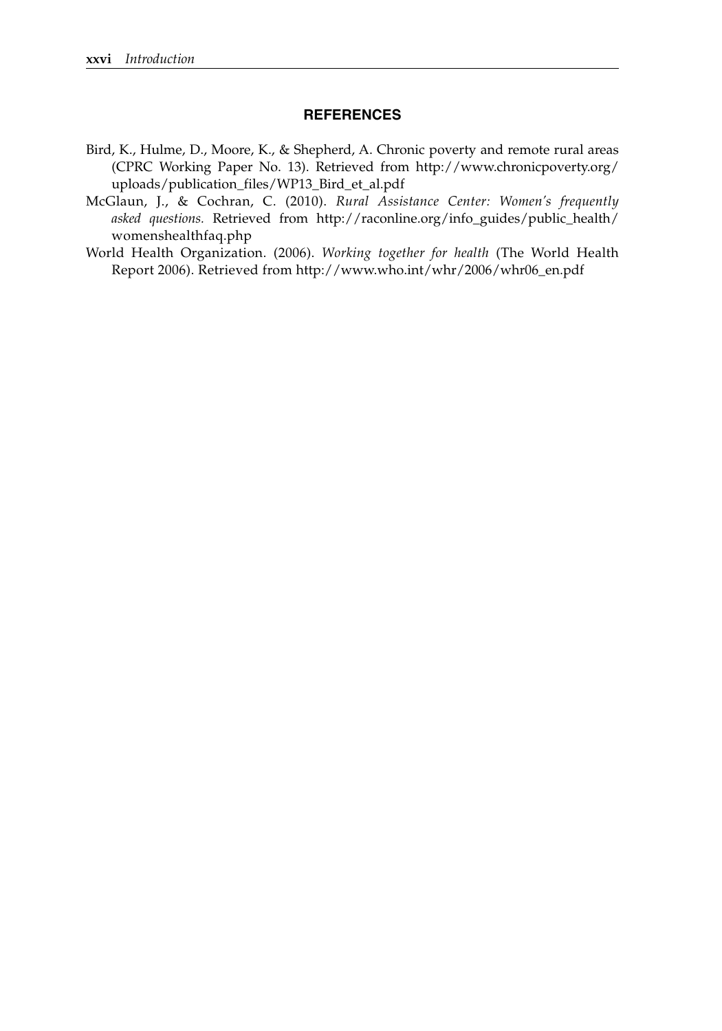## REFERENCES

Bird, K., Hulme, D., Moore, K., & Shepherd, A. Chronic poverty and remote rural areas (CPRC Working Paper No. 13). Retrieved from http://www.chronicpoverty.org/uploads/publication_files/WP13_Bird_et_al.pdf

McGlaun, J., & Cochran, C. (2010). *Rural Assistance Center: Women's frequently asked questions.* Retrieved from http://raconline.org/info_guides/public_health/womenshealthfaq.php

World Health Organization. (2006). *Working together for health* (The World Health Report 2006). Retrieved from http://www.who.int/whr/2006/whr06_en.pdf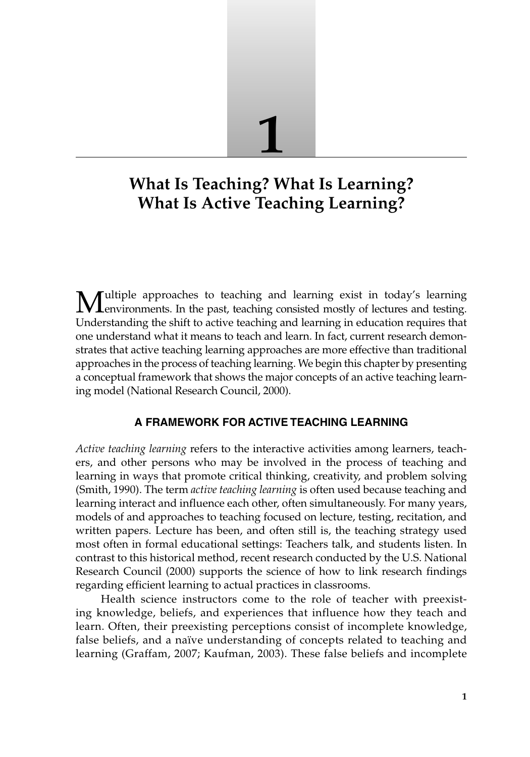# 1

## What Is Teaching? What Is Learning? What Is Active Teaching Learning?

Multiple approaches to teaching and learning exist in today's learning environments. In the past, teaching consisted mostly of lectures and testing. Understanding the shift to active teaching and learning in education requires that one understand what it means to teach and learn. In fact, current research demonstrates that active teaching learning approaches are more effective than traditional approaches in the process of teaching learning. We begin this chapter by presenting a conceptual framework that shows the major concepts of an active teaching learning model (National Research Council, 2000).

### A FRAMEWORK FOR ACTIVE TEACHING LEARNING

*Active teaching learning* refers to the interactive activities among learners, teachers, and other persons who may be involved in the process of teaching and learning in ways that promote critical thinking, creativity, and problem solving (Smith, 1990). The term *active teaching learning* is often used because teaching and learning interact and influence each other, often simultaneously. For many years, models of and approaches to teaching focused on lecture, testing, recitation, and written papers. Lecture has been, and often still is, the teaching strategy used most often in formal educational settings: Teachers talk, and students listen. In contrast to this historical method, recent research conducted by the U.S. National Research Council (2000) supports the science of how to link research findings regarding efficient learning to actual practices in classrooms.

Health science instructors come to the role of teacher with preexisting knowledge, beliefs, and experiences that influence how they teach and learn. Often, their preexisting perceptions consist of incomplete knowledge, false beliefs, and a naïve understanding of concepts related to teaching and learning (Graffam, 2007; Kaufman, 2003). These false beliefs and incomplete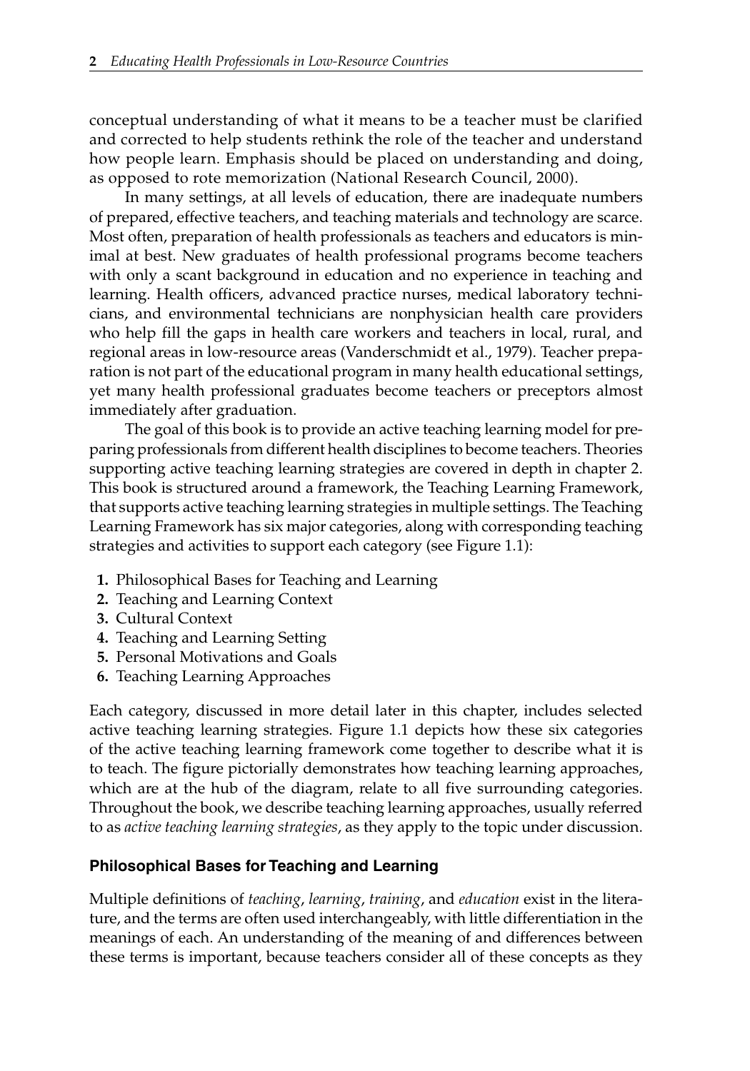conceptual understanding of what it means to be a teacher must be clarified and corrected to help students rethink the role of the teacher and understand how people learn. Emphasis should be placed on understanding and doing, as opposed to rote memorization (National Research Council, 2000).

In many settings, at all levels of education, there are inadequate numbers of prepared, effective teachers, and teaching materials and technology are scarce. Most often, preparation of health professionals as teachers and educators is minimal at best. New graduates of health professional programs become teachers with only a scant background in education and no experience in teaching and learning. Health officers, advanced practice nurses, medical laboratory technicians, and environmental technicians are nonphysician health care providers who help fill the gaps in health care workers and teachers in local, rural, and regional areas in low-resource areas (Vanderschmidt et al., 1979). Teacher preparation is not part of the educational program in many health educational settings, yet many health professional graduates become teachers or preceptors almost immediately after graduation.

The goal of this book is to provide an active teaching learning model for preparing professionals from different health disciplines to become teachers. Theories supporting active teaching learning strategies are covered in depth in chapter 2. This book is structured around a framework, the Teaching Learning Framework, that supports active teaching learning strategies in multiple settings. The Teaching Learning Framework has six major categories, along with corresponding teaching strategies and activities to support each category (see Figure 1.1):

1. Philosophical Bases for Teaching and Learning
2. Teaching and Learning Context
3. Cultural Context
4. Teaching and Learning Setting
5. Personal Motivations and Goals
6. Teaching Learning Approaches

Each category, discussed in more detail later in this chapter, includes selected active teaching learning strategies. Figure 1.1 depicts how these six categories of the active teaching learning framework come together to describe what it is to teach. The figure pictorially demonstrates how teaching learning approaches, which are at the hub of the diagram, relate to all five surrounding categories. Throughout the book, we describe teaching learning approaches, usually referred to as *active teaching learning strategies*, as they apply to the topic under discussion.

### Philosophical Bases for Teaching and Learning

Multiple definitions of *teaching*, *learning*, *training*, and *education* exist in the literature, and the terms are often used interchangeably, with little differentiation in the meanings of each. An understanding of the meaning of and differences between these terms is important, because teachers consider all of these concepts as they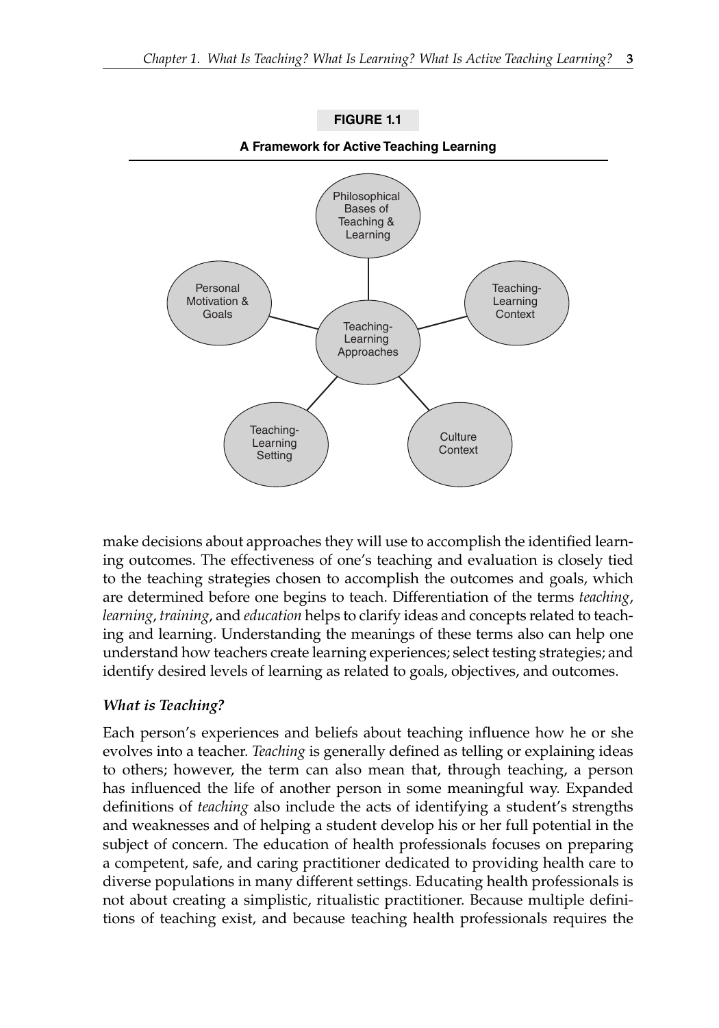**FIGURE 1.1**

**A Framework for Active Teaching Learning**

make decisions about approaches they will use to accomplish the identified learning outcomes. The effectiveness of one's teaching and evaluation is closely tied to the teaching strategies chosen to accomplish the outcomes and goals, which are determined before one begins to teach. Differentiation of the terms *teaching*, *learning*, *training*, and *education* helps to clarify ideas and concepts related to teaching and learning. Understanding the meanings of these terms also can help one understand how teachers create learning experiences; select testing strategies; and identify desired levels of learning as related to goals, objectives, and outcomes.

### *What is Teaching?*

Each person's experiences and beliefs about teaching influence how he or she evolves into a teacher. *Teaching* is generally defined as telling or explaining ideas to others; however, the term can also mean that, through teaching, a person has influenced the life of another person in some meaningful way. Expanded definitions of *teaching* also include the acts of identifying a student's strengths and weaknesses and of helping a student develop his or her full potential in the subject of concern. The education of health professionals focuses on preparing a competent, safe, and caring practitioner dedicated to providing health care to diverse populations in many different settings. Educating health professionals is not about creating a simplistic, ritualistic practitioner. Because multiple definitions of teaching exist, and because teaching health professionals requires the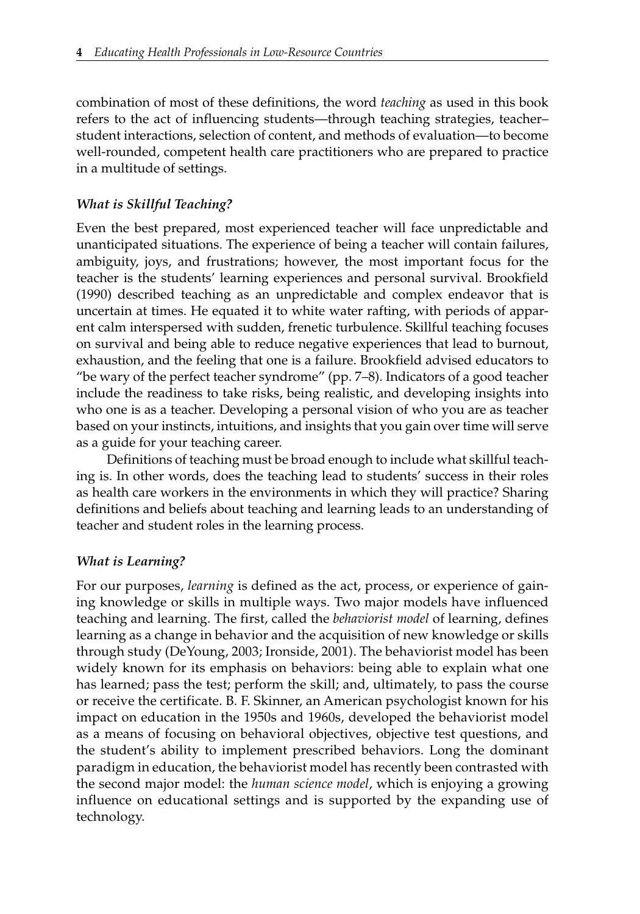combination of most of these definitions, the word *teaching* as used in this book refers to the act of influencing students—through teaching strategies, teacher–student interactions, selection of content, and methods of evaluation—to become well-rounded, competent health care practitioners who are prepared to practice in a multitude of settings.

### *What is Skillful Teaching?*

Even the best prepared, most experienced teacher will face unpredictable and unanticipated situations. The experience of being a teacher will contain failures, ambiguity, joys, and frustrations; however, the most important focus for the teacher is the students' learning experiences and personal survival. Brookfield (1990) described teaching as an unpredictable and complex endeavor that is uncertain at times. He equated it to white water rafting, with periods of apparent calm interspersed with sudden, frenetic turbulence. Skillful teaching focuses on survival and being able to reduce negative experiences that lead to burnout, exhaustion, and the feeling that one is a failure. Brookfield advised educators to "be wary of the perfect teacher syndrome" (pp. 7–8). Indicators of a good teacher include the readiness to take risks, being realistic, and developing insights into who one is as a teacher. Developing a personal vision of who you are as teacher based on your instincts, intuitions, and insights that you gain over time will serve as a guide for your teaching career.

Definitions of teaching must be broad enough to include what skillful teaching is. In other words, does the teaching lead to students' success in their roles as health care workers in the environments in which they will practice? Sharing definitions and beliefs about teaching and learning leads to an understanding of teacher and student roles in the learning process.

### *What is Learning?*

For our purposes, *learning* is defined as the act, process, or experience of gaining knowledge or skills in multiple ways. Two major models have influenced teaching and learning. The first, called the *behaviorist model* of learning, defines learning as a change in behavior and the acquisition of new knowledge or skills through study (DeYoung, 2003; Ironside, 2001). The behaviorist model has been widely known for its emphasis on behaviors: being able to explain what one has learned; pass the test; perform the skill; and, ultimately, to pass the course or receive the certificate. B. F. Skinner, an American psychologist known for his impact on education in the 1950s and 1960s, developed the behaviorist model as a means of focusing on behavioral objectives, objective test questions, and the student's ability to implement prescribed behaviors. Long the dominant paradigm in education, the behaviorist model has recently been contrasted with the second major model: the *human science model*, which is enjoying a growing influence on educational settings and is supported by the expanding use of technology.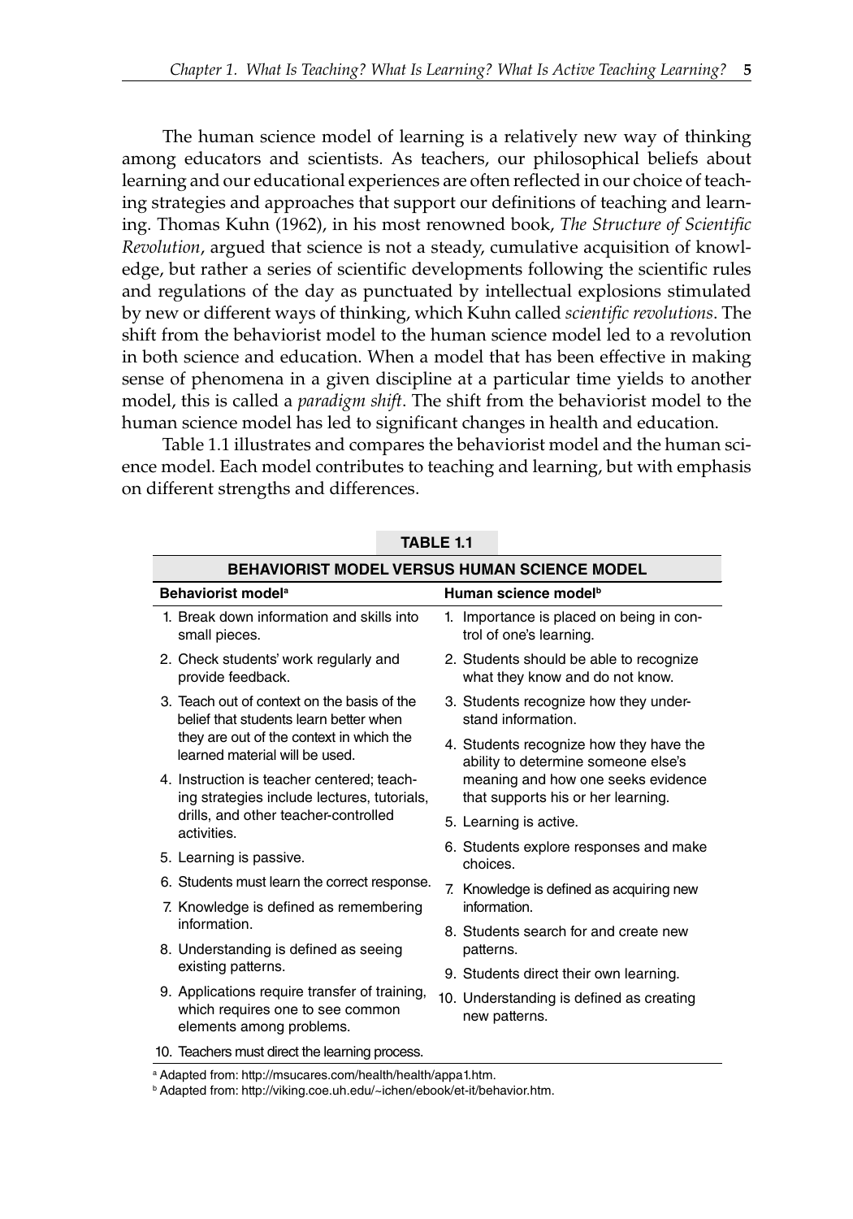The human science model of learning is a relatively new way of thinking among educators and scientists. As teachers, our philosophical beliefs about learning and our educational experiences are often reflected in our choice of teaching strategies and approaches that support our definitions of teaching and learning. Thomas Kuhn (1962), in his most renowned book, *The Structure of Scientific Revolution*, argued that science is not a steady, cumulative acquisition of knowledge, but rather a series of scientific developments following the scientific rules and regulations of the day as punctuated by intellectual explosions stimulated by new or different ways of thinking, which Kuhn called *scientific revolutions*. The shift from the behaviorist model to the human science model led to a revolution in both science and education. When a model that has been effective in making sense of phenomena in a given discipline at a particular time yields to another model, this is called a *paradigm shift*. The shift from the behaviorist model to the human science model has led to significant changes in health and education.

Table 1.1 illustrates and compares the behaviorist model and the human science model. Each model contributes to teaching and learning, but with emphasis on different strengths and differences.

**TABLE 1.1**

**BEHAVIORIST MODEL VERSUS HUMAN SCIENCE MODEL**

| Behaviorist model[a] | Human science model[b] |
|---|---|
| 1. Break down information and skills into small pieces. | 1. Importance is placed on being in control of one's learning. |
| 2. Check students' work regularly and provide feedback. | 2. Students should be able to recognize what they know and do not know. |
| 3. Teach out of context on the basis of the belief that students learn better when they are out of the context in which the learned material will be used. | 3. Students recognize how they understand information. |
| 4. Instruction is teacher centered; teaching strategies include lectures, tutorials, drills, and other teacher-controlled activities. | 4. Students recognize how they have the ability to determine someone else's meaning and how one seeks evidence that supports his or her learning. |
| 5. Learning is passive. | 5. Learning is active. |
| 6. Students must learn the correct response. | 6. Students explore responses and make choices. |
| 7. Knowledge is defined as remembering information. | 7. Knowledge is defined as acquiring new information. |
| 8. Understanding is defined as seeing existing patterns. | 8. Students search for and create new patterns. |
| 9. Applications require transfer of training, which requires one to see common elements among problems. | 9. Students direct their own learning. |
| 10. Teachers must direct the learning process. | 10. Understanding is defined as creating new patterns. |

[a] Adapted from: http://msucares.com/health/health/appa1.htm.

[b] Adapted from: http://viking.coe.uh.edu/~ichen/ebook/et-it/behavior.htm.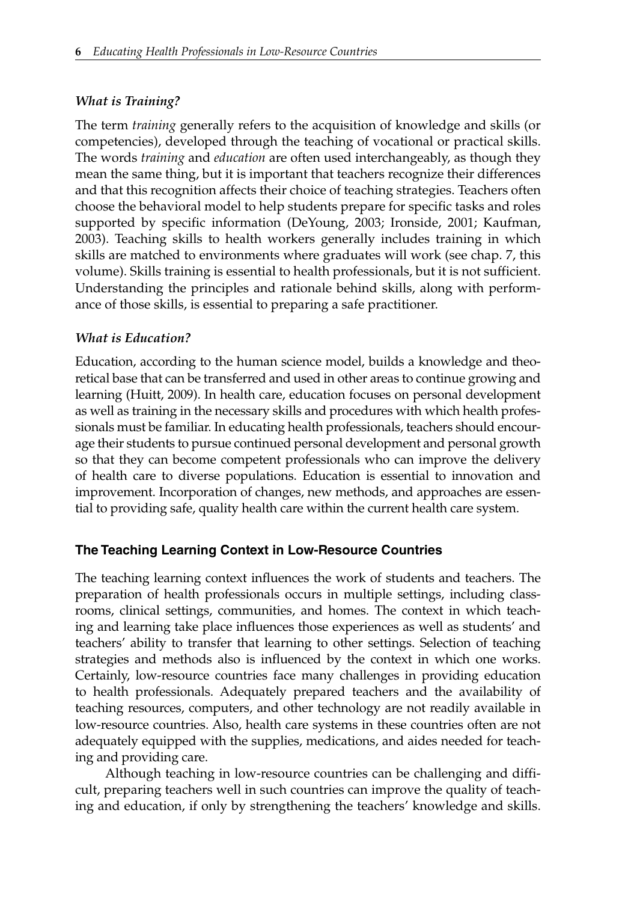### *What is Training?*

The term *training* generally refers to the acquisition of knowledge and skills (or competencies), developed through the teaching of vocational or practical skills. The words *training* and *education* are often used interchangeably, as though they mean the same thing, but it is important that teachers recognize their differences and that this recognition affects their choice of teaching strategies. Teachers often choose the behavioral model to help students prepare for specific tasks and roles supported by specific information (DeYoung, 2003; Ironside, 2001; Kaufman, 2003). Teaching skills to health workers generally includes training in which skills are matched to environments where graduates will work (see chap. 7, this volume). Skills training is essential to health professionals, but it is not sufficient. Understanding the principles and rationale behind skills, along with performance of those skills, is essential to preparing a safe practitioner.

### *What is Education?*

Education, according to the human science model, builds a knowledge and theoretical base that can be transferred and used in other areas to continue growing and learning (Huitt, 2009). In health care, education focuses on personal development as well as training in the necessary skills and procedures with which health professionals must be familiar. In educating health professionals, teachers should encourage their students to pursue continued personal development and personal growth so that they can become competent professionals who can improve the delivery of health care to diverse populations. Education is essential to innovation and improvement. Incorporation of changes, new methods, and approaches are essential to providing safe, quality health care within the current health care system.

## The Teaching Learning Context in Low-Resource Countries

The teaching learning context influences the work of students and teachers. The preparation of health professionals occurs in multiple settings, including classrooms, clinical settings, communities, and homes. The context in which teaching and learning take place influences those experiences as well as students' and teachers' ability to transfer that learning to other settings. Selection of teaching strategies and methods also is influenced by the context in which one works. Certainly, low-resource countries face many challenges in providing education to health professionals. Adequately prepared teachers and the availability of teaching resources, computers, and other technology are not readily available in low-resource countries. Also, health care systems in these countries often are not adequately equipped with the supplies, medications, and aides needed for teaching and providing care.

Although teaching in low-resource countries can be challenging and difficult, preparing teachers well in such countries can improve the quality of teaching and education, if only by strengthening the teachers' knowledge and skills.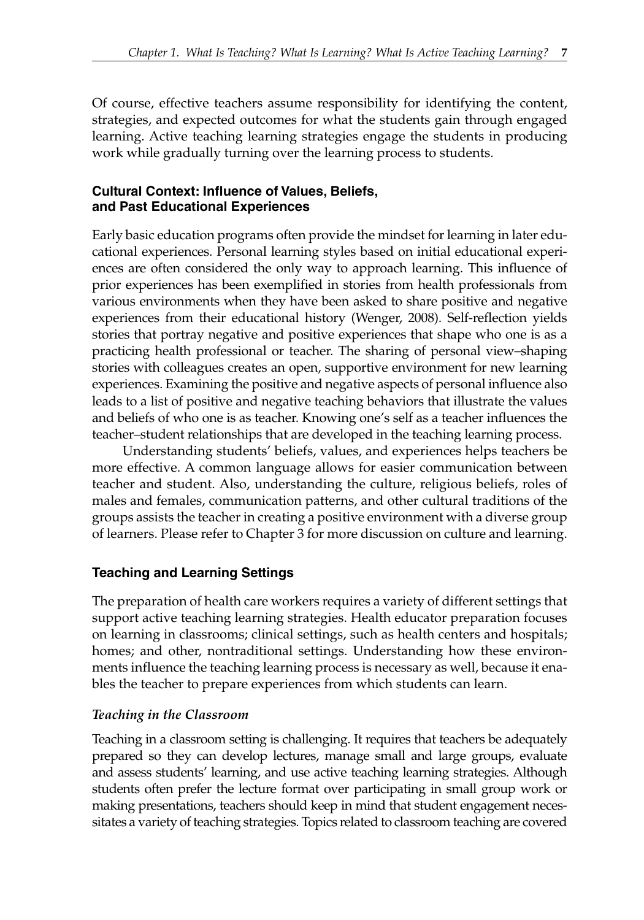Of course, effective teachers assume responsibility for identifying the content, strategies, and expected outcomes for what the students gain through engaged learning. Active teaching learning strategies engage the students in producing work while gradually turning over the learning process to students.

### Cultural Context: Influence of Values, Beliefs, and Past Educational Experiences

Early basic education programs often provide the mindset for learning in later educational experiences. Personal learning styles based on initial educational experiences are often considered the only way to approach learning. This influence of prior experiences has been exemplified in stories from health professionals from various environments when they have been asked to share positive and negative experiences from their educational history (Wenger, 2008). Self-reflection yields stories that portray negative and positive experiences that shape who one is as a practicing health professional or teacher. The sharing of personal view–shaping stories with colleagues creates an open, supportive environment for new learning experiences. Examining the positive and negative aspects of personal influence also leads to a list of positive and negative teaching behaviors that illustrate the values and beliefs of who one is as teacher. Knowing one's self as a teacher influences the teacher–student relationships that are developed in the teaching learning process.

Understanding students' beliefs, values, and experiences helps teachers be more effective. A common language allows for easier communication between teacher and student. Also, understanding the culture, religious beliefs, roles of males and females, communication patterns, and other cultural traditions of the groups assists the teacher in creating a positive environment with a diverse group of learners. Please refer to Chapter 3 for more discussion on culture and learning.

### Teaching and Learning Settings

The preparation of health care workers requires a variety of different settings that support active teaching learning strategies. Health educator preparation focuses on learning in classrooms; clinical settings, such as health centers and hospitals; homes; and other, nontraditional settings. Understanding how these environments influence the teaching learning process is necessary as well, because it enables the teacher to prepare experiences from which students can learn.

#### *Teaching in the Classroom*

Teaching in a classroom setting is challenging. It requires that teachers be adequately prepared so they can develop lectures, manage small and large groups, evaluate and assess students' learning, and use active teaching learning strategies. Although students often prefer the lecture format over participating in small group work or making presentations, teachers should keep in mind that student engagement necessitates a variety of teaching strategies. Topics related to classroom teaching are covered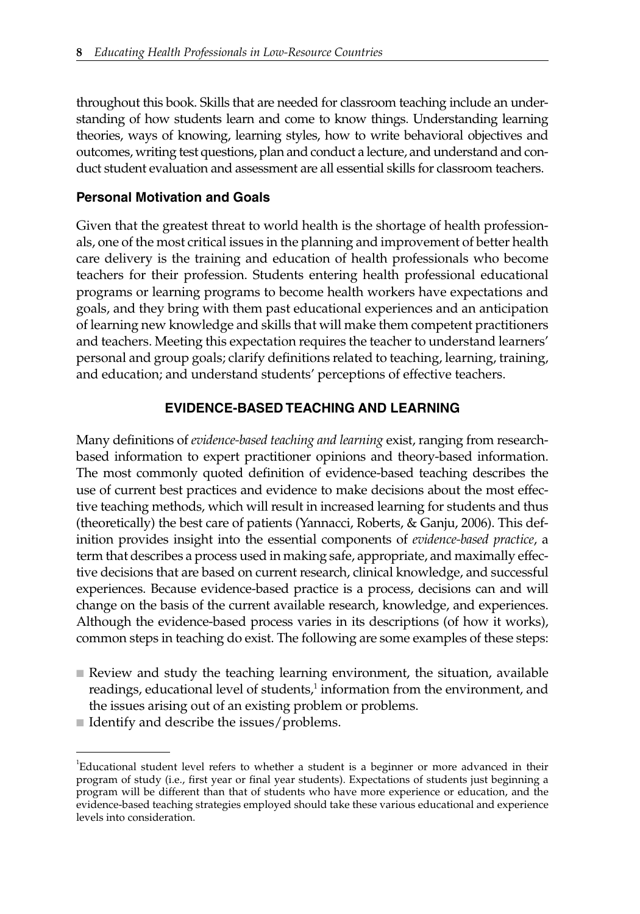throughout this book. Skills that are needed for classroom teaching include an understanding of how students learn and come to know things. Understanding learning theories, ways of knowing, learning styles, how to write behavioral objectives and outcomes, writing test questions, plan and conduct a lecture, and understand and conduct student evaluation and assessment are all essential skills for classroom teachers.

### Personal Motivation and Goals

Given that the greatest threat to world health is the shortage of health professionals, one of the most critical issues in the planning and improvement of better health care delivery is the training and education of health professionals who become teachers for their profession. Students entering health professional educational programs or learning programs to become health workers have expectations and goals, and they bring with them past educational experiences and an anticipation of learning new knowledge and skills that will make them competent practitioners and teachers. Meeting this expectation requires the teacher to understand learners' personal and group goals; clarify definitions related to teaching, learning, training, and education; and understand students' perceptions of effective teachers.

## EVIDENCE-BASED TEACHING AND LEARNING

Many definitions of *evidence-based teaching and learning* exist, ranging from research-based information to expert practitioner opinions and theory-based information. The most commonly quoted definition of evidence-based teaching describes the use of current best practices and evidence to make decisions about the most effective teaching methods, which will result in increased learning for students and thus (theoretically) the best care of patients (Yannacci, Roberts, & Ganju, 2006). This definition provides insight into the essential components of *evidence-based practice*, a term that describes a process used in making safe, appropriate, and maximally effective decisions that are based on current research, clinical knowledge, and successful experiences. Because evidence-based practice is a process, decisions can and will change on the basis of the current available research, knowledge, and experiences. Although the evidence-based process varies in its descriptions (of how it works), common steps in teaching do exist. The following are some examples of these steps:

- Review and study the teaching learning environment, the situation, available readings, educational level of students,[1] information from the environment, and the issues arising out of an existing problem or problems.
- Identify and describe the issues/problems.

---

[1]Educational student level refers to whether a student is a beginner or more advanced in their program of study (i.e., first year or final year students). Expectations of students just beginning a program will be different than that of students who have more experience or education, and the evidence-based teaching strategies employed should take these various educational and experience levels into consideration.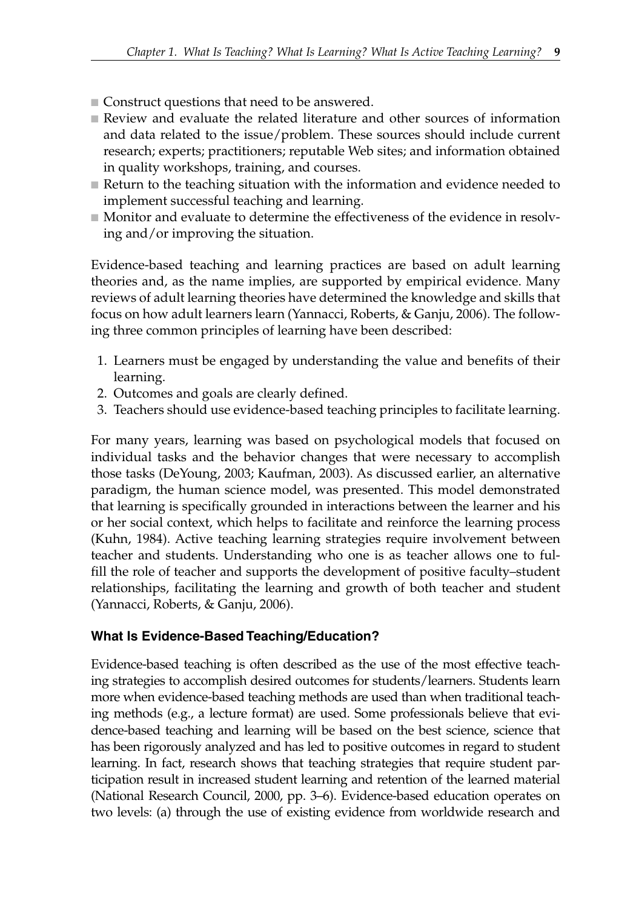- Construct questions that need to be answered.
- Review and evaluate the related literature and other sources of information and data related to the issue/problem. These sources should include current research; experts; practitioners; reputable Web sites; and information obtained in quality workshops, training, and courses.
- Return to the teaching situation with the information and evidence needed to implement successful teaching and learning.
- Monitor and evaluate to determine the effectiveness of the evidence in resolving and/or improving the situation.

Evidence-based teaching and learning practices are based on adult learning theories and, as the name implies, are supported by empirical evidence. Many reviews of adult learning theories have determined the knowledge and skills that focus on how adult learners learn (Yannacci, Roberts, & Ganju, 2006). The following three common principles of learning have been described:

1. Learners must be engaged by understanding the value and benefits of their learning.
2. Outcomes and goals are clearly defined.
3. Teachers should use evidence-based teaching principles to facilitate learning.

For many years, learning was based on psychological models that focused on individual tasks and the behavior changes that were necessary to accomplish those tasks (DeYoung, 2003; Kaufman, 2003). As discussed earlier, an alternative paradigm, the human science model, was presented. This model demonstrated that learning is specifically grounded in interactions between the learner and his or her social context, which helps to facilitate and reinforce the learning process (Kuhn, 1984). Active teaching learning strategies require involvement between teacher and students. Understanding who one is as teacher allows one to fulfill the role of teacher and supports the development of positive faculty–student relationships, facilitating the learning and growth of both teacher and student (Yannacci, Roberts, & Ganju, 2006).

### What Is Evidence-Based Teaching/Education?

Evidence-based teaching is often described as the use of the most effective teaching strategies to accomplish desired outcomes for students/learners. Students learn more when evidence-based teaching methods are used than when traditional teaching methods (e.g., a lecture format) are used. Some professionals believe that evidence-based teaching and learning will be based on the best science, science that has been rigorously analyzed and has led to positive outcomes in regard to student learning. In fact, research shows that teaching strategies that require student participation result in increased student learning and retention of the learned material (National Research Council, 2000, pp. 3–6). Evidence-based education operates on two levels: (a) through the use of existing evidence from worldwide research and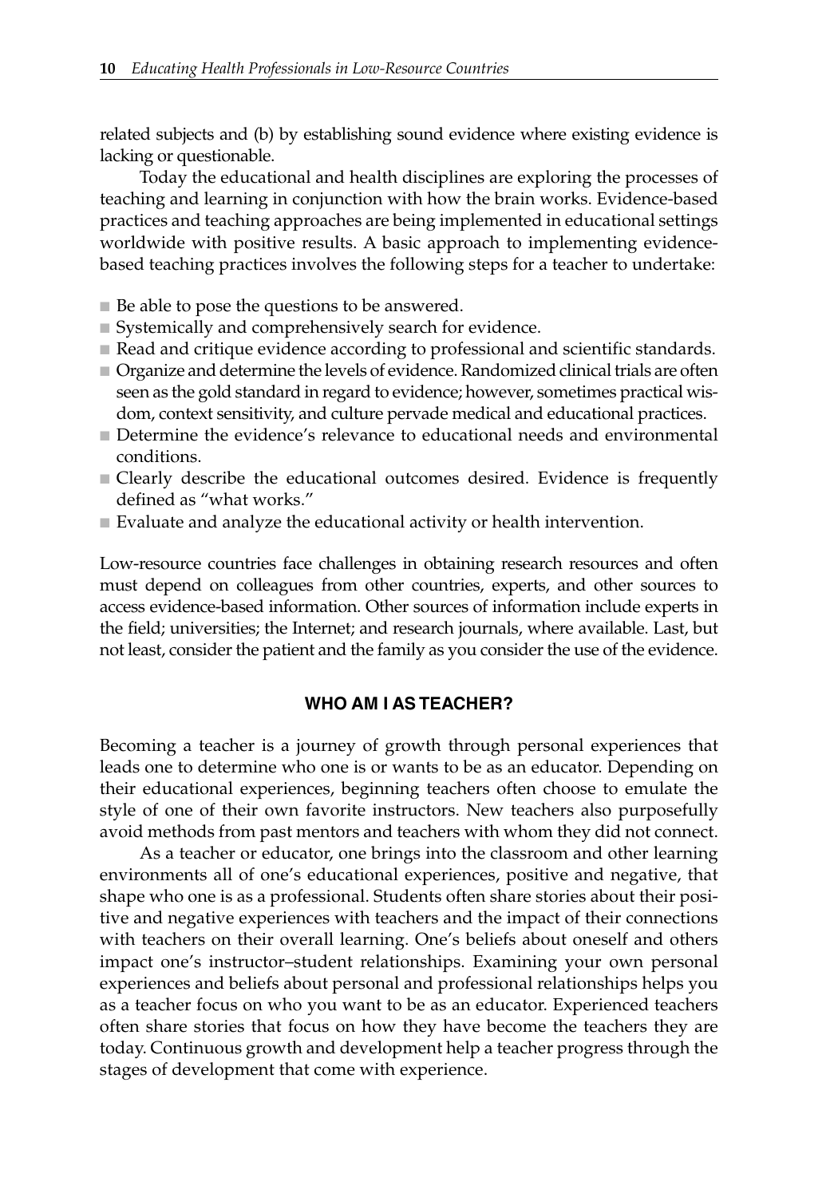related subjects and (b) by establishing sound evidence where existing evidence is lacking or questionable.

Today the educational and health disciplines are exploring the processes of teaching and learning in conjunction with how the brain works. Evidence-based practices and teaching approaches are being implemented in educational settings worldwide with positive results. A basic approach to implementing evidence-based teaching practices involves the following steps for a teacher to undertake:

- Be able to pose the questions to be answered.
- Systemically and comprehensively search for evidence.
- Read and critique evidence according to professional and scientific standards.
- Organize and determine the levels of evidence. Randomized clinical trials are often seen as the gold standard in regard to evidence; however, sometimes practical wisdom, context sensitivity, and culture pervade medical and educational practices.
- Determine the evidence's relevance to educational needs and environmental conditions.
- Clearly describe the educational outcomes desired. Evidence is frequently defined as "what works."
- Evaluate and analyze the educational activity or health intervention.

Low-resource countries face challenges in obtaining research resources and often must depend on colleagues from other countries, experts, and other sources to access evidence-based information. Other sources of information include experts in the field; universities; the Internet; and research journals, where available. Last, but not least, consider the patient and the family as you consider the use of the evidence.

## WHO AM I AS TEACHER?

Becoming a teacher is a journey of growth through personal experiences that leads one to determine who one is or wants to be as an educator. Depending on their educational experiences, beginning teachers often choose to emulate the style of one of their own favorite instructors. New teachers also purposefully avoid methods from past mentors and teachers with whom they did not connect.

As a teacher or educator, one brings into the classroom and other learning environments all of one's educational experiences, positive and negative, that shape who one is as a professional. Students often share stories about their positive and negative experiences with teachers and the impact of their connections with teachers on their overall learning. One's beliefs about oneself and others impact one's instructor–student relationships. Examining your own personal experiences and beliefs about personal and professional relationships helps you as a teacher focus on who you want to be as an educator. Experienced teachers often share stories that focus on how they have become the teachers they are today. Continuous growth and development help a teacher progress through the stages of development that come with experience.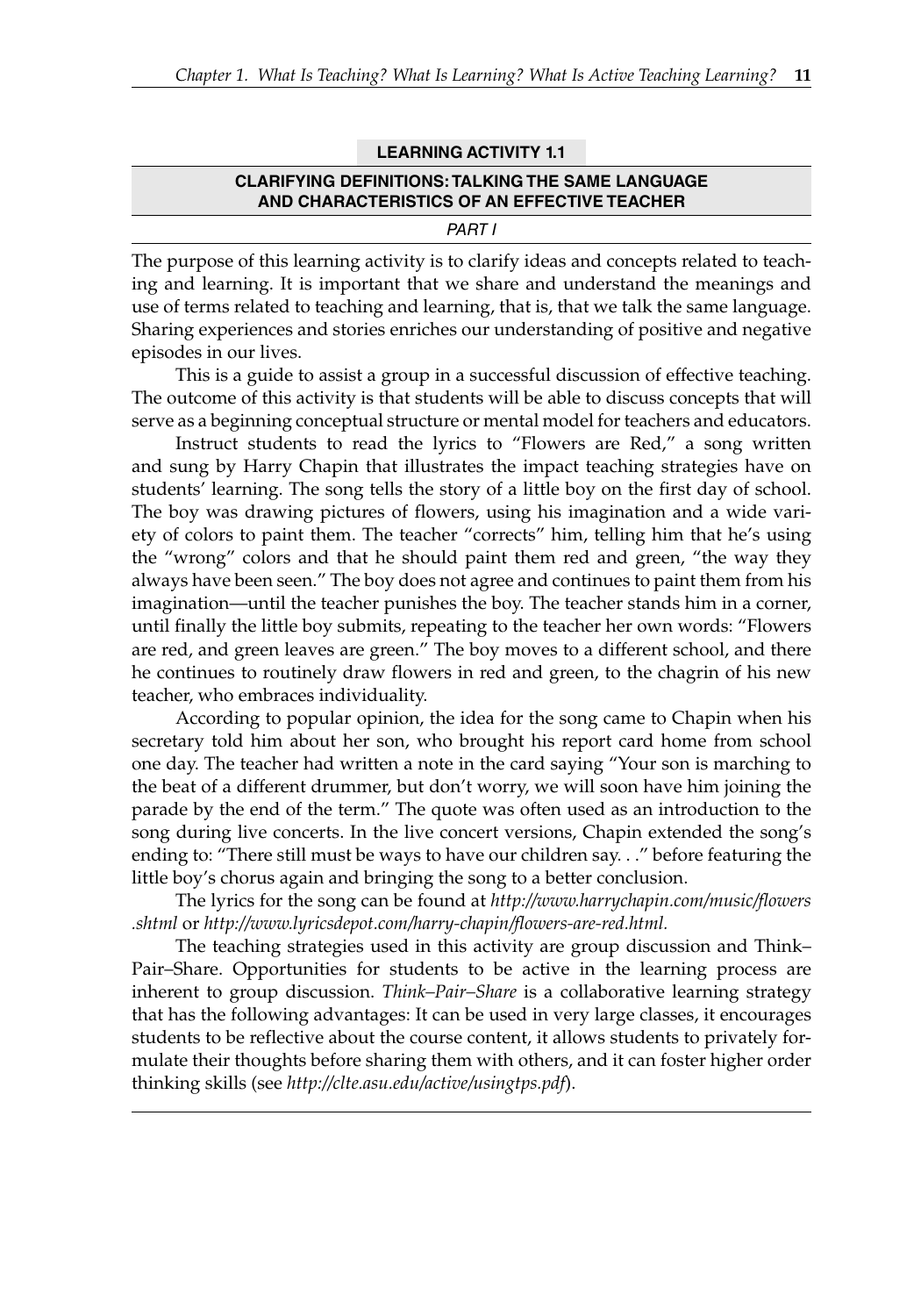### LEARNING ACTIVITY 1.1

### CLARIFYING DEFINITIONS: TALKING THE SAME LANGUAGE AND CHARACTERISTICS OF AN EFFECTIVE TEACHER

*PART I*

The purpose of this learning activity is to clarify ideas and concepts related to teaching and learning. It is important that we share and understand the meanings and use of terms related to teaching and learning, that is, that we talk the same language. Sharing experiences and stories enriches our understanding of positive and negative episodes in our lives.

This is a guide to assist a group in a successful discussion of effective teaching. The outcome of this activity is that students will be able to discuss concepts that will serve as a beginning conceptual structure or mental model for teachers and educators.

Instruct students to read the lyrics to "Flowers are Red," a song written and sung by Harry Chapin that illustrates the impact teaching strategies have on students' learning. The song tells the story of a little boy on the first day of school. The boy was drawing pictures of flowers, using his imagination and a wide variety of colors to paint them. The teacher "corrects" him, telling him that he's using the "wrong" colors and that he should paint them red and green, "the way they always have been seen." The boy does not agree and continues to paint them from his imagination—until the teacher punishes the boy. The teacher stands him in a corner, until finally the little boy submits, repeating to the teacher her own words: "Flowers are red, and green leaves are green." The boy moves to a different school, and there he continues to routinely draw flowers in red and green, to the chagrin of his new teacher, who embraces individuality.

According to popular opinion, the idea for the song came to Chapin when his secretary told him about her son, who brought his report card home from school one day. The teacher had written a note in the card saying "Your son is marching to the beat of a different drummer, but don't worry, we will soon have him joining the parade by the end of the term." The quote was often used as an introduction to the song during live concerts. In the live concert versions, Chapin extended the song's ending to: "There still must be ways to have our children say. . ." before featuring the little boy's chorus again and bringing the song to a better conclusion.

The lyrics for the song can be found at *http://www.harrychapin.com/music/flowers.shtml* or *http://www.lyricsdepot.com/harry-chapin/flowers-are-red.html.*

The teaching strategies used in this activity are group discussion and Think–Pair–Share. Opportunities for students to be active in the learning process are inherent to group discussion. *Think–Pair–Share* is a collaborative learning strategy that has the following advantages: It can be used in very large classes, it encourages students to be reflective about the course content, it allows students to privately formulate their thoughts before sharing them with others, and it can foster higher order thinking skills (see *http://clte.asu.edu/active/usingtps.pdf*).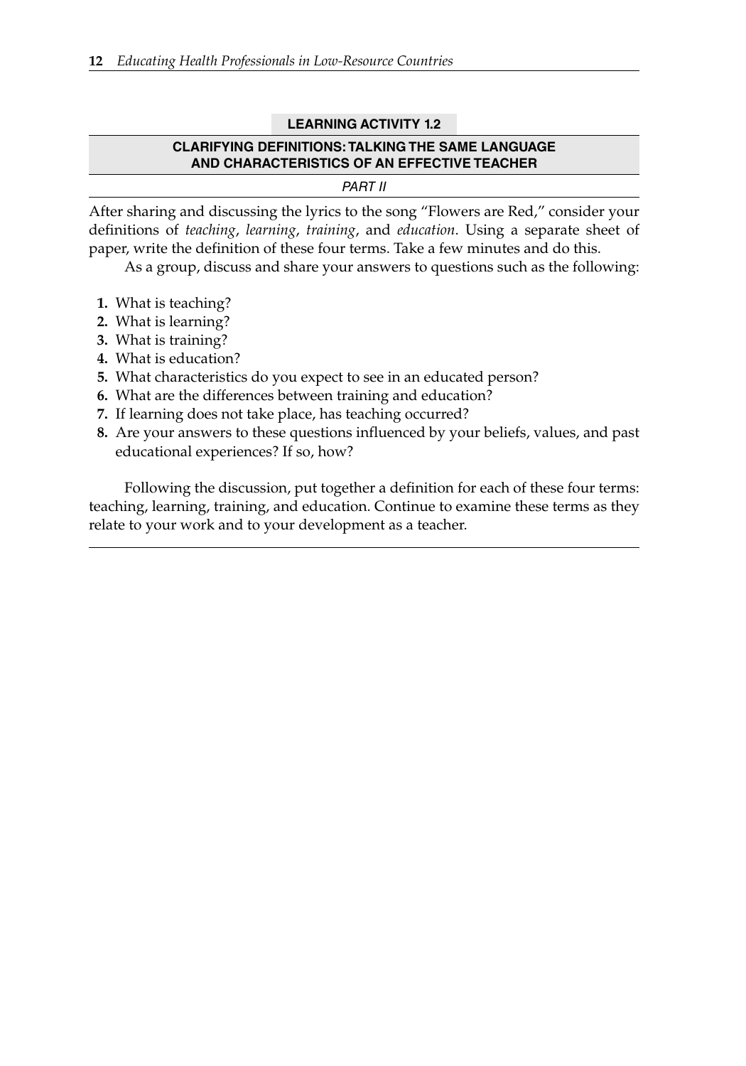**LEARNING ACTIVITY 1.2**

## CLARIFYING DEFINITIONS: TALKING THE SAME LANGUAGE AND CHARACTERISTICS OF AN EFFECTIVE TEACHER

*PART II*

After sharing and discussing the lyrics to the song "Flowers are Red," consider your definitions of *teaching*, *learning*, *training*, and *education*. Using a separate sheet of paper, write the definition of these four terms. Take a few minutes and do this.

As a group, discuss and share your answers to questions such as the following:

1. What is teaching?
2. What is learning?
3. What is training?
4. What is education?
5. What characteristics do you expect to see in an educated person?
6. What are the differences between training and education?
7. If learning does not take place, has teaching occurred?
8. Are your answers to these questions influenced by your beliefs, values, and past educational experiences? If so, how?

Following the discussion, put together a definition for each of these four terms: teaching, learning, training, and education. Continue to examine these terms as they relate to your work and to your development as a teacher.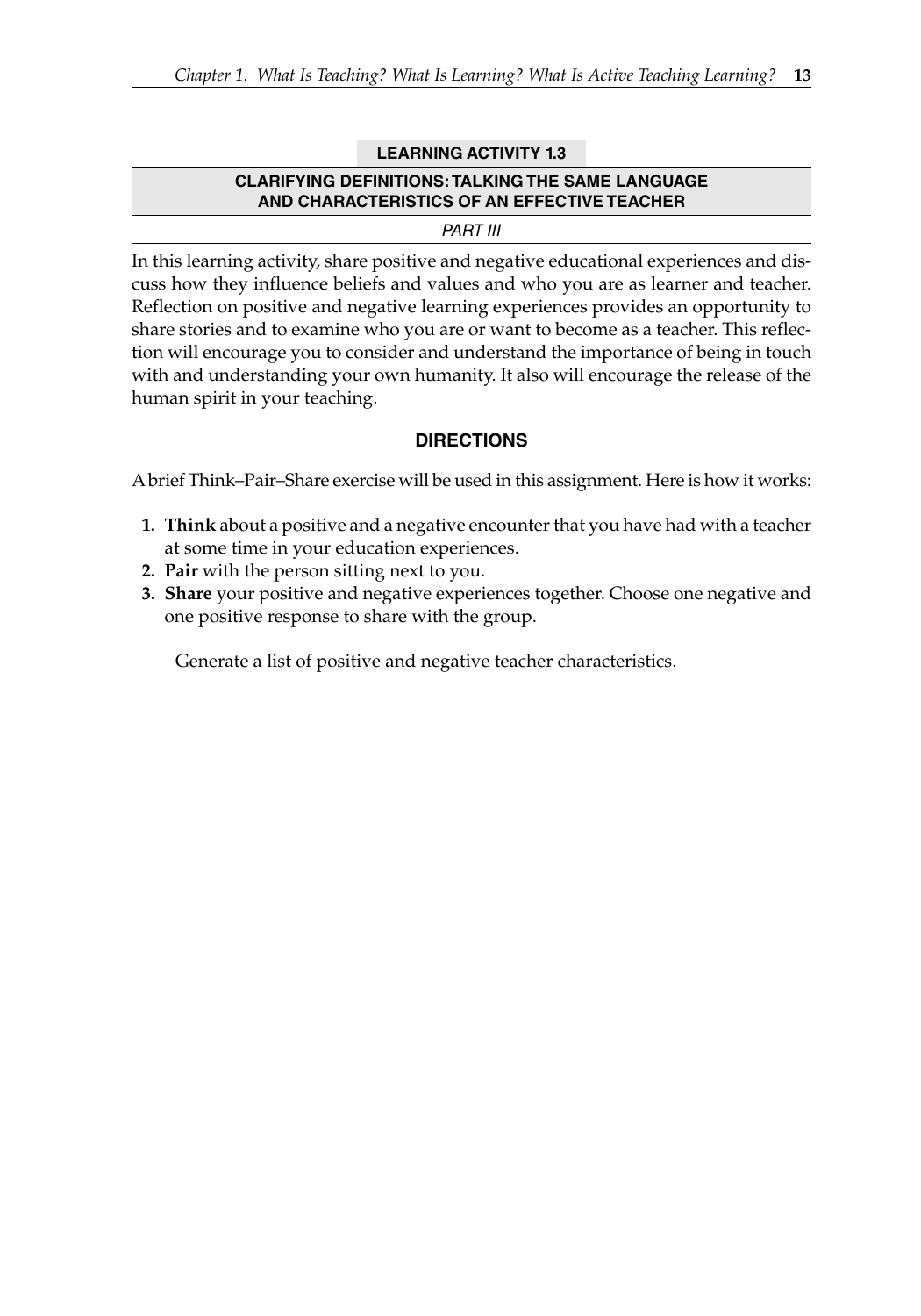## LEARNING ACTIVITY 1.3

### CLARIFYING DEFINITIONS: TALKING THE SAME LANGUAGE AND CHARACTERISTICS OF AN EFFECTIVE TEACHER

*PART III*

In this learning activity, share positive and negative educational experiences and discuss how they influence beliefs and values and who you are as learner and teacher. Reflection on positive and negative learning experiences provides an opportunity to share stories and to examine who you are or want to become as a teacher. This reflection will encourage you to consider and understand the importance of being in touch with and understanding your own humanity. It also will encourage the release of the human spirit in your teaching.

### DIRECTIONS

A brief Think–Pair–Share exercise will be used in this assignment. Here is how it works:

1. **Think** about a positive and a negative encounter that you have had with a teacher at some time in your education experiences.
2. **Pair** with the person sitting next to you.
3. **Share** your positive and negative experiences together. Choose one negative and one positive response to share with the group.

Generate a list of positive and negative teacher characteristics.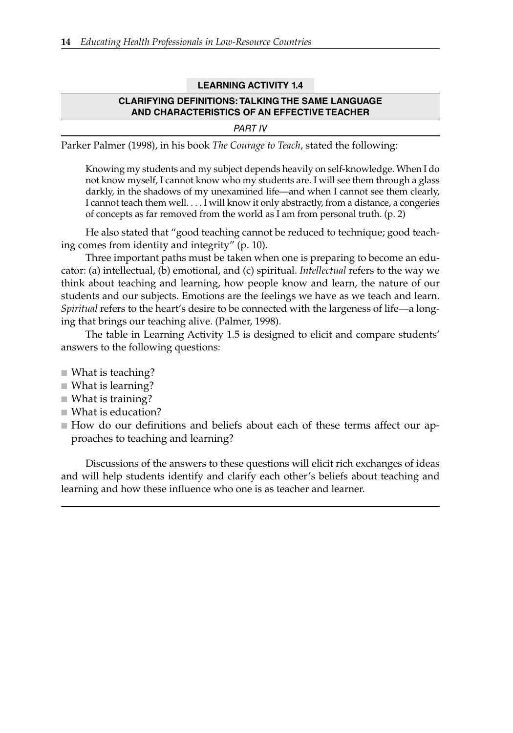**LEARNING ACTIVITY 1.4**

**CLARIFYING DEFINITIONS: TALKING THE SAME LANGUAGE AND CHARACTERISTICS OF AN EFFECTIVE TEACHER**

*PART IV*

Parker Palmer (1998), in his book *The Courage to Teach*, stated the following:

> Knowing my students and my subject depends heavily on self-knowledge. When I do not know myself, I cannot know who my students are. I will see them through a glass darkly, in the shadows of my unexamined life—and when I cannot see them clearly, I cannot teach them well. . . . I will know it only abstractly, from a distance, a congeries of concepts as far removed from the world as I am from personal truth. (p. 2)

He also stated that "good teaching cannot be reduced to technique; good teaching comes from identity and integrity" (p. 10).

Three important paths must be taken when one is preparing to become an educator: (a) intellectual, (b) emotional, and (c) spiritual. *Intellectual* refers to the way we think about teaching and learning, how people know and learn, the nature of our students and our subjects. Emotions are the feelings we have as we teach and learn. *Spiritual* refers to the heart's desire to be connected with the largeness of life—a longing that brings our teaching alive. (Palmer, 1998).

The table in Learning Activity 1.5 is designed to elicit and compare students' answers to the following questions:

- What is teaching?
- What is learning?
- What is training?
- What is education?
- How do our definitions and beliefs about each of these terms affect our approaches to teaching and learning?

Discussions of the answers to these questions will elicit rich exchanges of ideas and will help students identify and clarify each other's beliefs about teaching and learning and how these influence who one is as teacher and learner.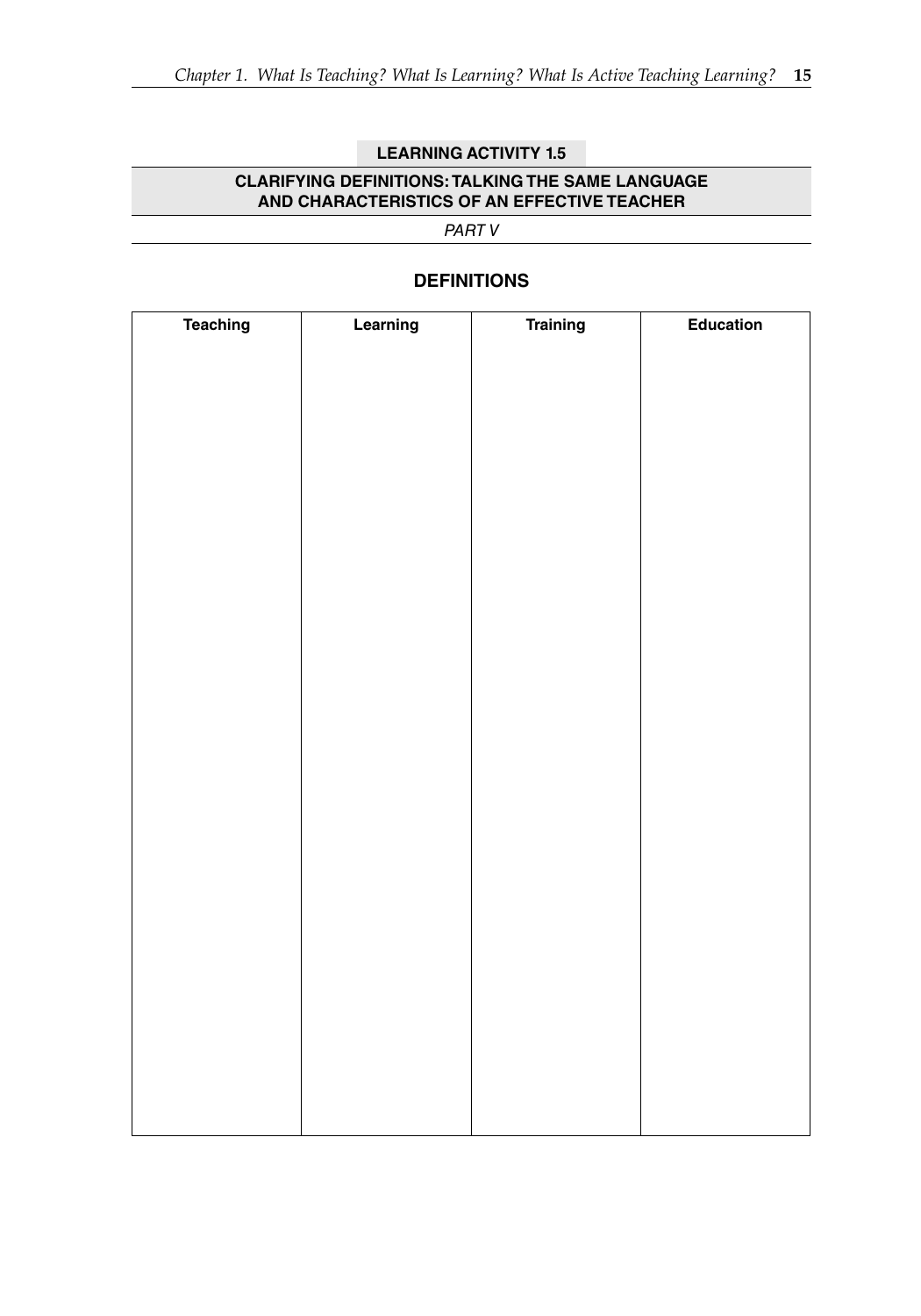**LEARNING ACTIVITY 1.5**

## CLARIFYING DEFINITIONS: TALKING THE SAME LANGUAGE AND CHARACTERISTICS OF AN EFFECTIVE TEACHER

*PART V*

### DEFINITIONS

| Teaching | Learning | Training | Education |
| --- | --- | --- | --- |
| | | | |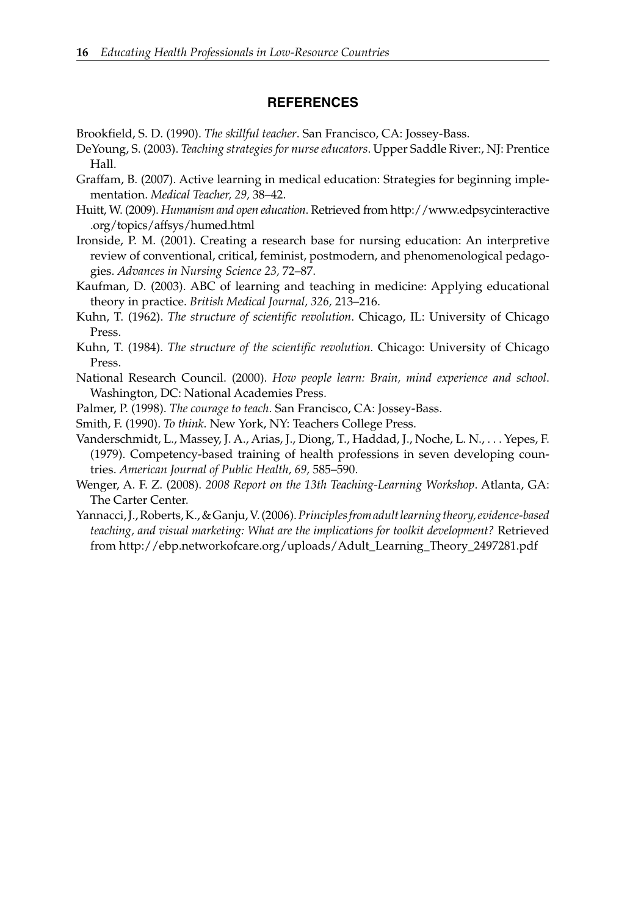## REFERENCES

Brookfield, S. D. (1990). *The skillful teacher*. San Francisco, CA: Jossey-Bass.

DeYoung, S. (2003). *Teaching strategies for nurse educators*. Upper Saddle River:, NJ: Prentice Hall.

Graffam, B. (2007). Active learning in medical education: Strategies for beginning implementation. *Medical Teacher, 29,* 38–42.

Huitt, W. (2009). *Humanism and open education*. Retrieved from http://www.edpsycinteractive.org/topics/affsys/humed.html

Ironside, P. M. (2001). Creating a research base for nursing education: An interpretive review of conventional, critical, feminist, postmodern, and phenomenological pedagogies. *Advances in Nursing Science 23,* 72–87.

Kaufman, D. (2003). ABC of learning and teaching in medicine: Applying educational theory in practice. *British Medical Journal, 326,* 213–216.

Kuhn, T. (1962). *The structure of scientific revolution*. Chicago, IL: University of Chicago Press.

Kuhn, T. (1984). *The structure of the scientific revolution.* Chicago: University of Chicago Press.

National Research Council. (2000). *How people learn: Brain, mind experience and school*. Washington, DC: National Academies Press.

Palmer, P. (1998). *The courage to teach*. San Francisco, CA: Jossey-Bass.

Smith, F. (1990). *To think*. New York, NY: Teachers College Press.

Vanderschmidt, L., Massey, J. A., Arias, J., Diong, T., Haddad, J., Noche, L. N., . . . Yepes, F. (1979). Competency-based training of health professions in seven developing countries. *American Journal of Public Health, 69,* 585–590.

Wenger, A. F. Z. (2008). *2008 Report on the 13th Teaching-Learning Workshop*. Atlanta, GA: The Carter Center.

Yannacci, J., Roberts, K., & Ganju, V. (2006). *Principles from adult learning theory, evidence-based teaching, and visual marketing: What are the implications for toolkit development?* Retrieved from http://ebp.networkofcare.org/uploads/Adult_Learning_Theory_2497281.pdf